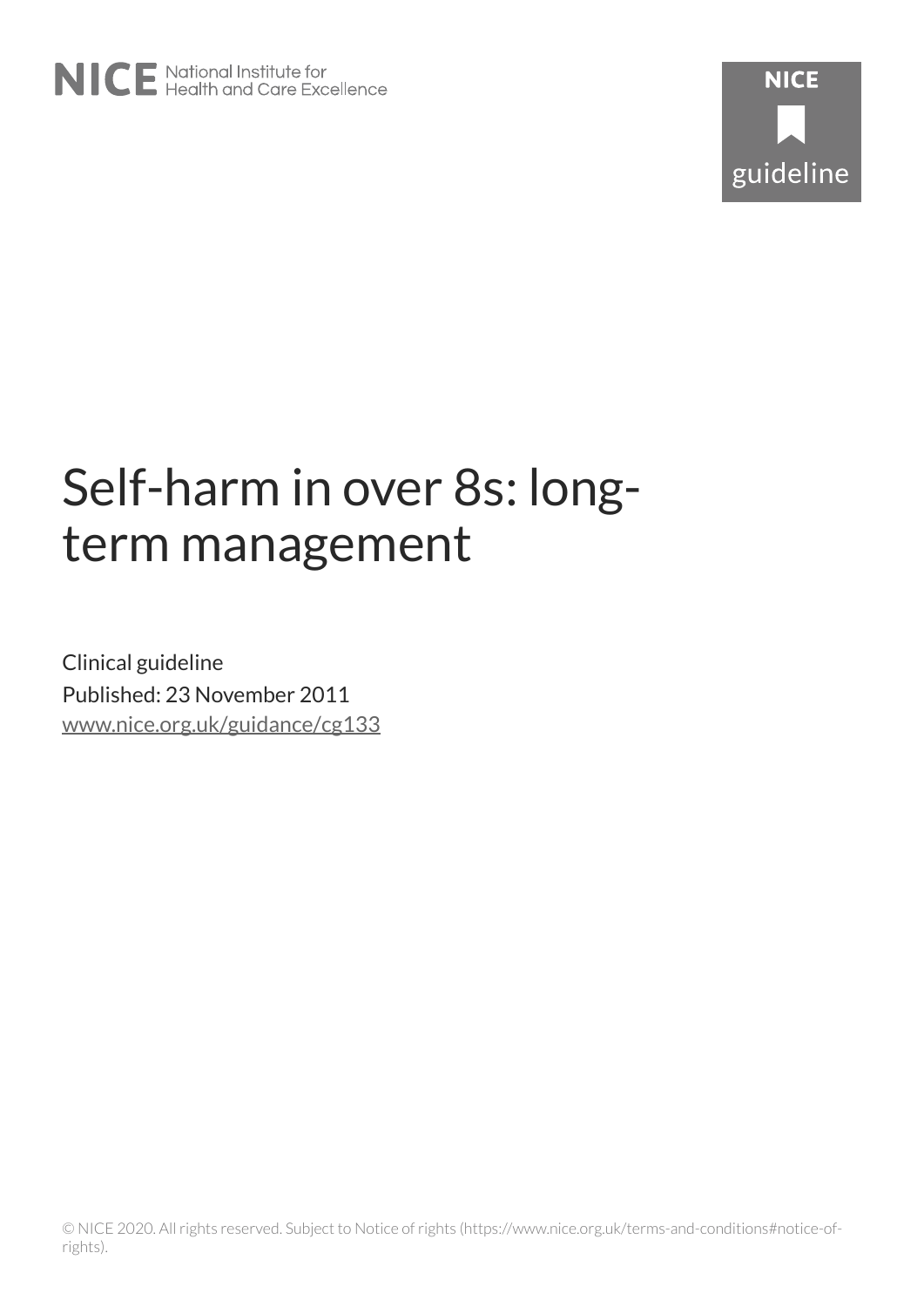# Self-harm in over 8s: long-term management

Clinical guideline

Published: 23 November 2011

[www.nice.org.uk/guidance/cg133](http://www.nice.org.uk/guidance/cg133)

© NICE 2020. All rights reserved. Subject to Notice of rights (https://www.nice.org.uk/terms-and-conditions#notice-of-rights).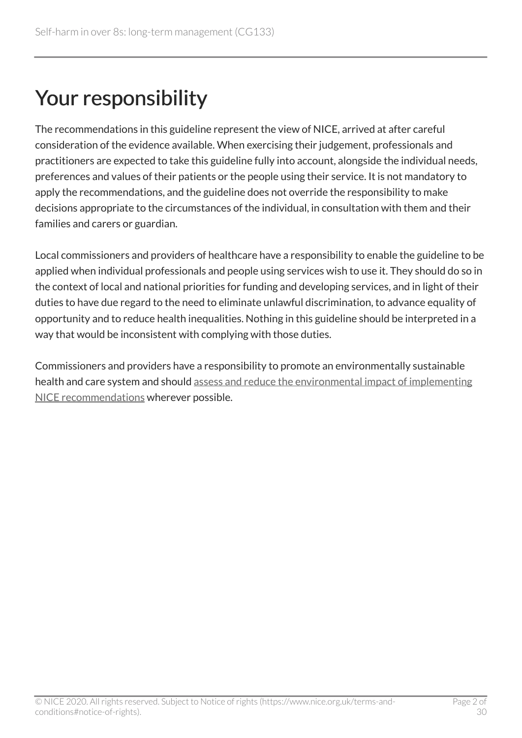# Your responsibility

The recommendations in this guideline represent the view of NICE, arrived at after careful consideration of the evidence available. When exercising their judgement, professionals and practitioners are expected to take this guideline fully into account, alongside the individual needs, preferences and values of their patients or the people using their service. It is not mandatory to apply the recommendations, and the guideline does not override the responsibility to make decisions appropriate to the circumstances of the individual, in consultation with them and their families and carers or guardian.

Local commissioners and providers of healthcare have a responsibility to enable the guideline to be applied when individual professionals and people using services wish to use it. They should do so in the context of local and national priorities for funding and developing services, and in light of their duties to have due regard to the need to eliminate unlawful discrimination, to advance equality of opportunity and to reduce health inequalities. Nothing in this guideline should be interpreted in a way that would be inconsistent with complying with those duties.

Commissioners and providers have a responsibility to promote an environmentally sustainable health and care system and should assess and reduce the environmental impact of implementing NICE recommendations wherever possible.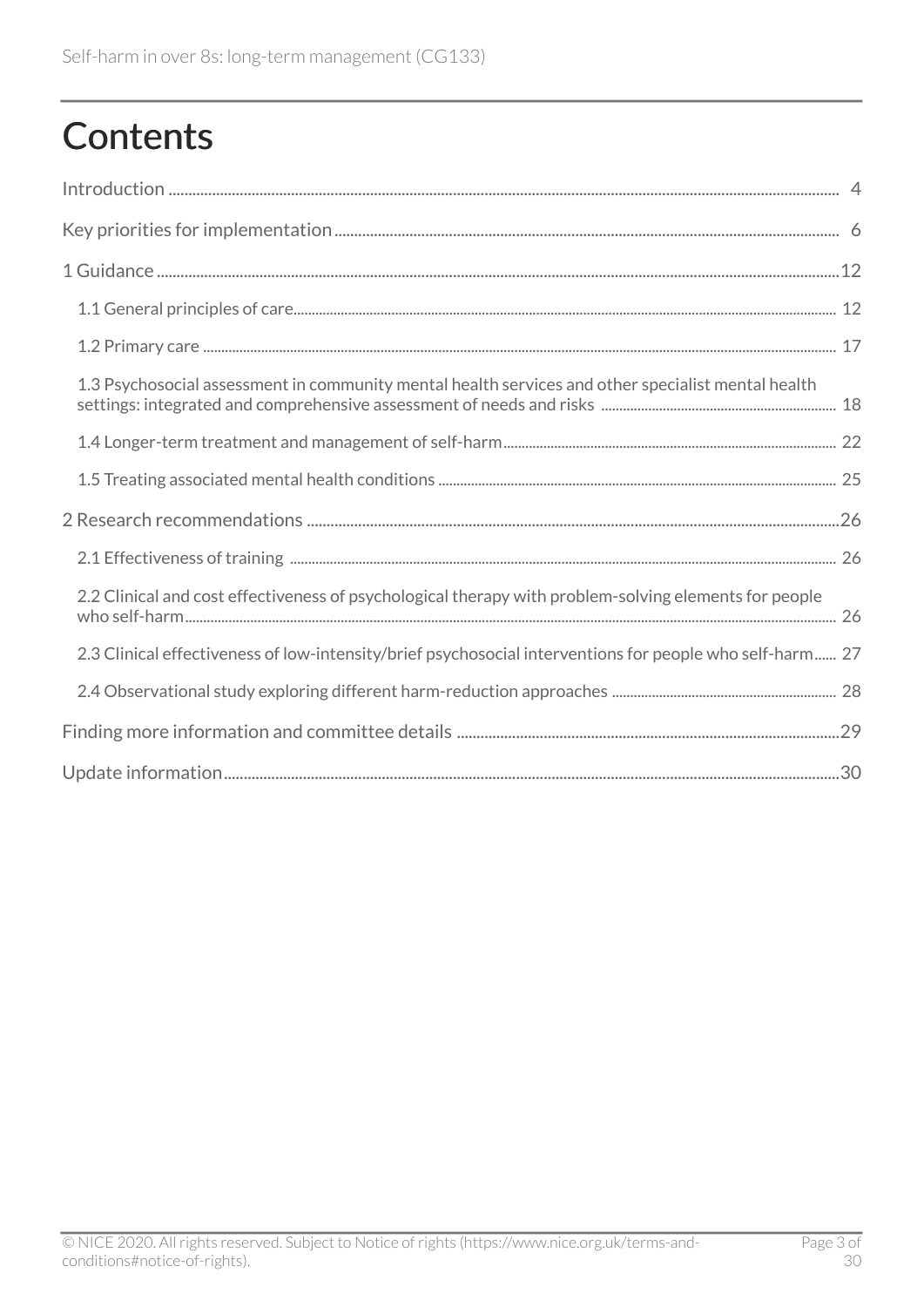# Contents

Introduction ... 4

Key priorities for implementation ... 6

1 Guidance ... 12

- 1.1 General principles of care ... 12
- 1.2 Primary care ... 17
- 1.3 Psychosocial assessment in community mental health services and other specialist mental health settings: integrated and comprehensive assessment of needs and risks ... 18
- 1.4 Longer-term treatment and management of self-harm ... 22
- 1.5 Treating associated mental health conditions ... 25

2 Research recommendations ... 26

- 2.1 Effectiveness of training ... 26
- 2.2 Clinical and cost effectiveness of psychological therapy with problem-solving elements for people who self-harm ... 26
- 2.3 Clinical effectiveness of low-intensity/brief psychosocial interventions for people who self-harm ... 27
- 2.4 Observational study exploring different harm-reduction approaches ... 28

Finding more information and committee details ... 29

Update information ... 30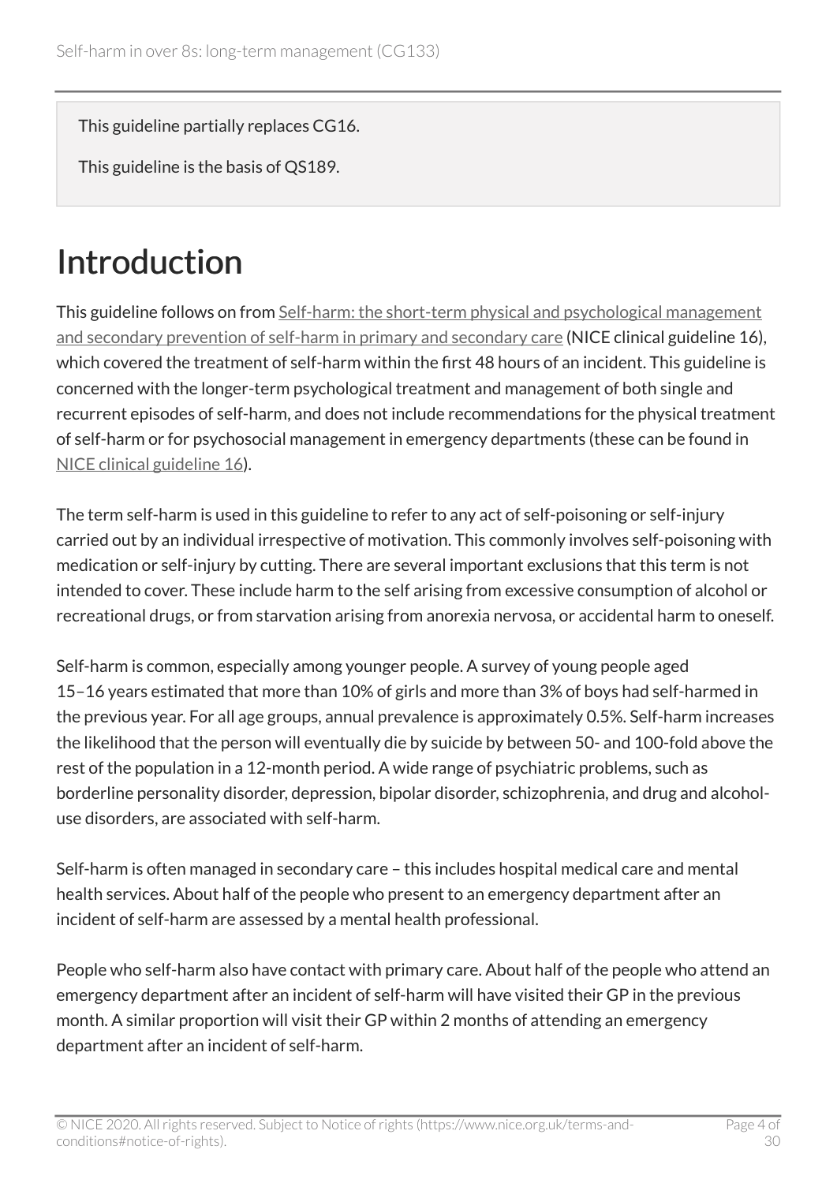This guideline partially replaces CG16.

This guideline is the basis of QS189.

# Introduction

This guideline follows on from Self-harm: the short-term physical and psychological management and secondary prevention of self-harm in primary and secondary care (NICE clinical guideline 16), which covered the treatment of self-harm within the first 48 hours of an incident. This guideline is concerned with the longer-term psychological treatment and management of both single and recurrent episodes of self-harm, and does not include recommendations for the physical treatment of self-harm or for psychosocial management in emergency departments (these can be found in NICE clinical guideline 16).

The term self-harm is used in this guideline to refer to any act of self-poisoning or self-injury carried out by an individual irrespective of motivation. This commonly involves self-poisoning with medication or self-injury by cutting. There are several important exclusions that this term is not intended to cover. These include harm to the self arising from excessive consumption of alcohol or recreational drugs, or from starvation arising from anorexia nervosa, or accidental harm to oneself.

Self-harm is common, especially among younger people. A survey of young people aged 15–16 years estimated that more than 10% of girls and more than 3% of boys had self-harmed in the previous year. For all age groups, annual prevalence is approximately 0.5%. Self-harm increases the likelihood that the person will eventually die by suicide by between 50- and 100-fold above the rest of the population in a 12-month period. A wide range of psychiatric problems, such as borderline personality disorder, depression, bipolar disorder, schizophrenia, and drug and alcohol-use disorders, are associated with self-harm.

Self-harm is often managed in secondary care – this includes hospital medical care and mental health services. About half of the people who present to an emergency department after an incident of self-harm are assessed by a mental health professional.

People who self-harm also have contact with primary care. About half of the people who attend an emergency department after an incident of self-harm will have visited their GP in the previous month. A similar proportion will visit their GP within 2 months of attending an emergency department after an incident of self-harm.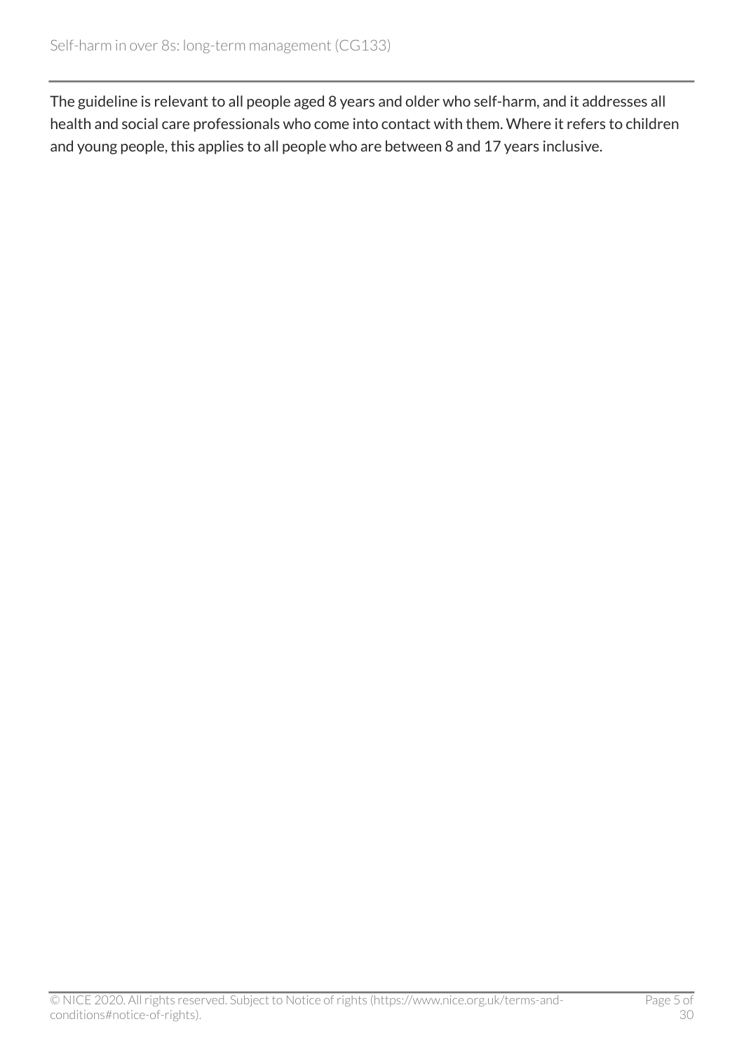The guideline is relevant to all people aged 8 years and older who self-harm, and it addresses all health and social care professionals who come into contact with them. Where it refers to children and young people, this applies to all people who are between 8 and 17 years inclusive.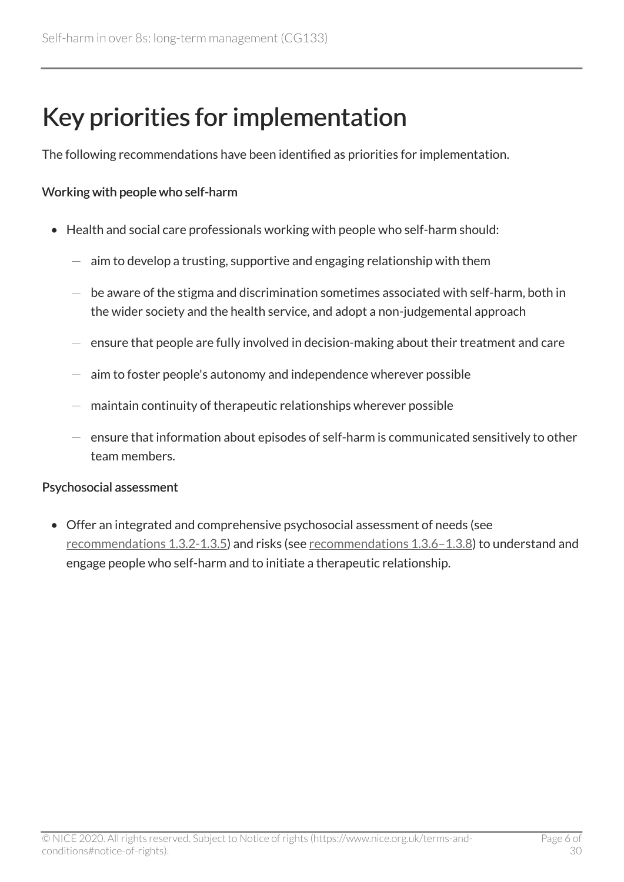# Key priorities for implementation

The following recommendations have been identified as priorities for implementation.

Working with people who self-harm

- Health and social care professionals working with people who self-harm should:
  - aim to develop a trusting, supportive and engaging relationship with them
  - be aware of the stigma and discrimination sometimes associated with self-harm, both in the wider society and the health service, and adopt a non-judgemental approach
  - ensure that people are fully involved in decision-making about their treatment and care
  - aim to foster people's autonomy and independence wherever possible
  - maintain continuity of therapeutic relationships wherever possible
  - ensure that information about episodes of self-harm is communicated sensitively to other team members.

Psychosocial assessment

- Offer an integrated and comprehensive psychosocial assessment of needs (see recommendations 1.3.2-1.3.5) and risks (see recommendations 1.3.6–1.3.8) to understand and engage people who self-harm and to initiate a therapeutic relationship.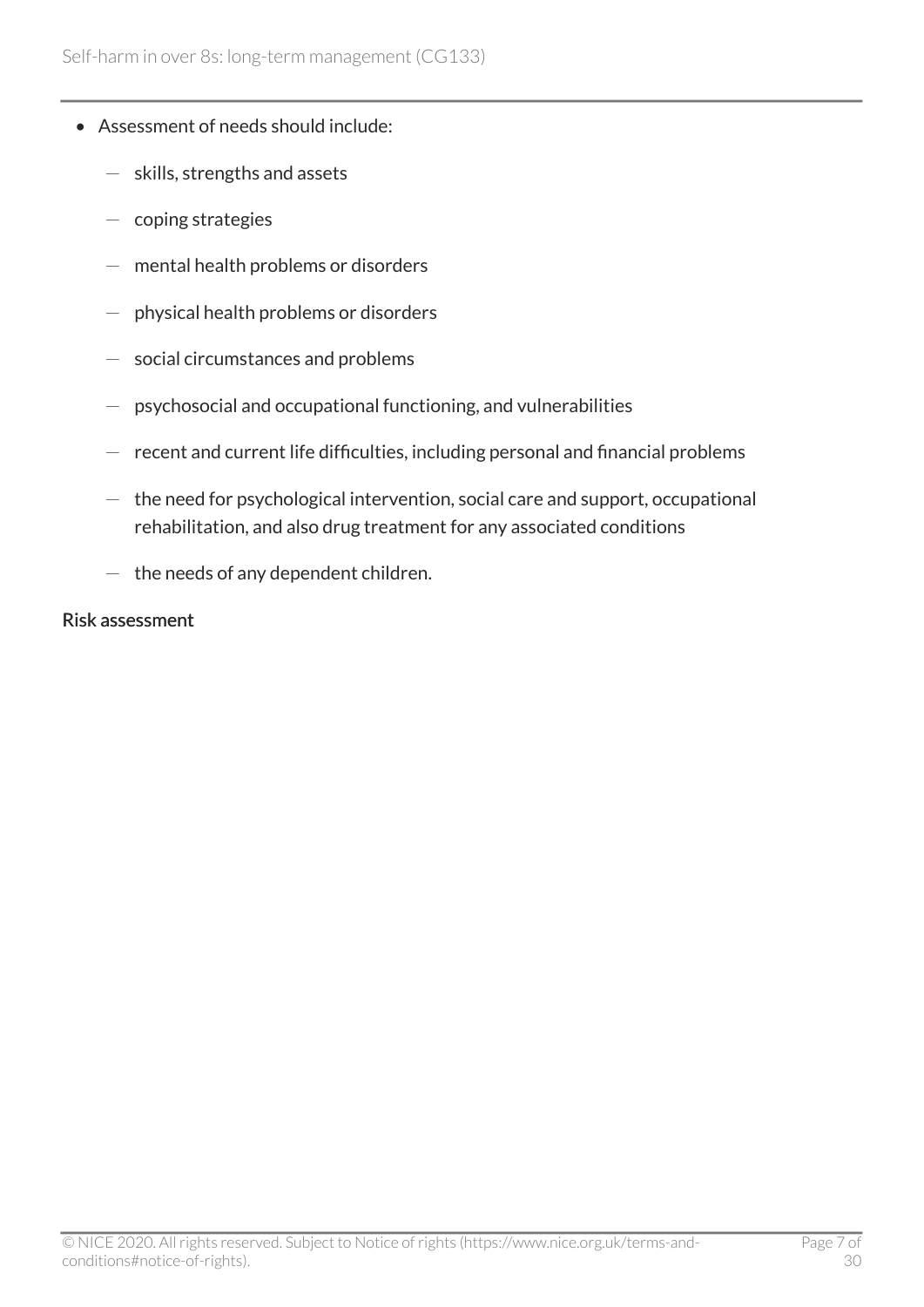- Assessment of needs should include:
  - skills, strengths and assets
  - coping strategies
  - mental health problems or disorders
  - physical health problems or disorders
  - social circumstances and problems
  - psychosocial and occupational functioning, and vulnerabilities
  - recent and current life difficulties, including personal and financial problems
  - the need for psychological intervention, social care and support, occupational rehabilitation, and also drug treatment for any associated conditions
  - the needs of any dependent children.

Risk assessment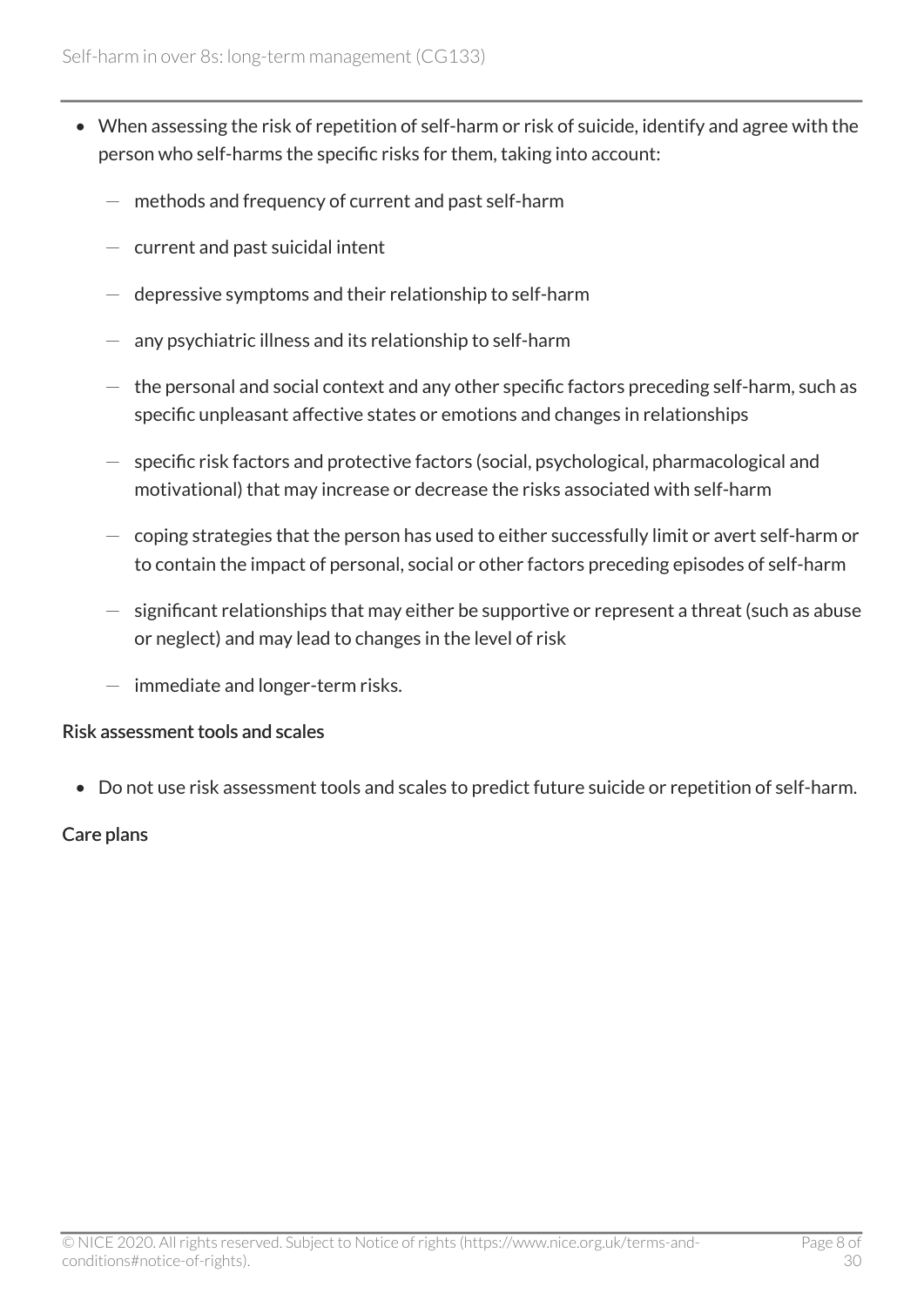- When assessing the risk of repetition of self-harm or risk of suicide, identify and agree with the person who self-harms the specific risks for them, taking into account:
  - methods and frequency of current and past self-harm
  - current and past suicidal intent
  - depressive symptoms and their relationship to self-harm
  - any psychiatric illness and its relationship to self-harm
  - the personal and social context and any other specific factors preceding self-harm, such as specific unpleasant affective states or emotions and changes in relationships
  - specific risk factors and protective factors (social, psychological, pharmacological and motivational) that may increase or decrease the risks associated with self-harm
  - coping strategies that the person has used to either successfully limit or avert self-harm or to contain the impact of personal, social or other factors preceding episodes of self-harm
  - significant relationships that may either be supportive or represent a threat (such as abuse or neglect) and may lead to changes in the level of risk
  - immediate and longer-term risks.

#### Risk assessment tools and scales

- Do not use risk assessment tools and scales to predict future suicide or repetition of self-harm.

#### Care plans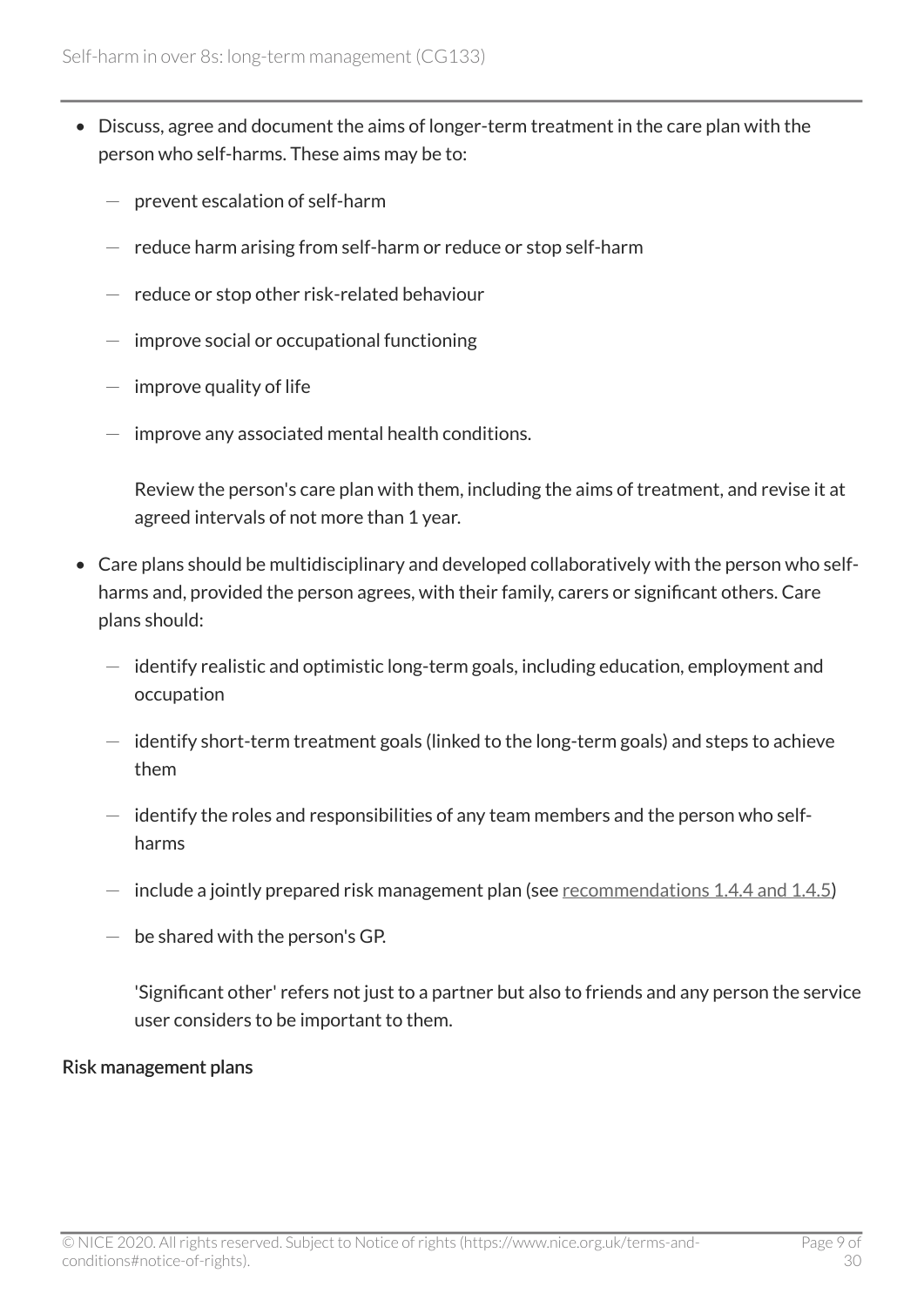- Discuss, agree and document the aims of longer-term treatment in the care plan with the person who self-harms. These aims may be to:
  - prevent escalation of self-harm
  - reduce harm arising from self-harm or reduce or stop self-harm
  - reduce or stop other risk-related behaviour
  - improve social or occupational functioning
  - improve quality of life
  - improve any associated mental health conditions.

  Review the person's care plan with them, including the aims of treatment, and revise it at agreed intervals of not more than 1 year.

- Care plans should be multidisciplinary and developed collaboratively with the person who self-harms and, provided the person agrees, with their family, carers or significant others. Care plans should:
  - identify realistic and optimistic long-term goals, including education, employment and occupation
  - identify short-term treatment goals (linked to the long-term goals) and steps to achieve them
  - identify the roles and responsibilities of any team members and the person who self-harms
  - include a jointly prepared risk management plan (see recommendations 1.4.4 and 1.4.5)
  - be shared with the person's GP.

  'Significant other' refers not just to a partner but also to friends and any person the service user considers to be important to them.

#### Risk management plans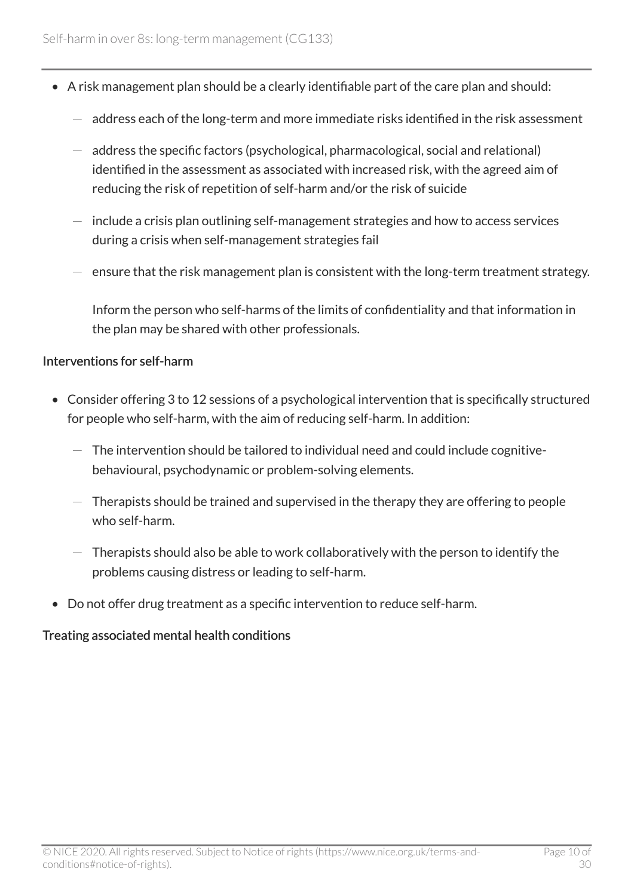- A risk management plan should be a clearly identifiable part of the care plan and should:
  - address each of the long-term and more immediate risks identified in the risk assessment
  - address the specific factors (psychological, pharmacological, social and relational) identified in the assessment as associated with increased risk, with the agreed aim of reducing the risk of repetition of self-harm and/or the risk of suicide
  - include a crisis plan outlining self-management strategies and how to access services during a crisis when self-management strategies fail
  - ensure that the risk management plan is consistent with the long-term treatment strategy.

  Inform the person who self-harms of the limits of confidentiality and that information in the plan may be shared with other professionals.

#### Interventions for self-harm

- Consider offering 3 to 12 sessions of a psychological intervention that is specifically structured for people who self-harm, with the aim of reducing self-harm. In addition:
  - The intervention should be tailored to individual need and could include cognitive-behavioural, psychodynamic or problem-solving elements.
  - Therapists should be trained and supervised in the therapy they are offering to people who self-harm.
  - Therapists should also be able to work collaboratively with the person to identify the problems causing distress or leading to self-harm.
- Do not offer drug treatment as a specific intervention to reduce self-harm.

#### Treating associated mental health conditions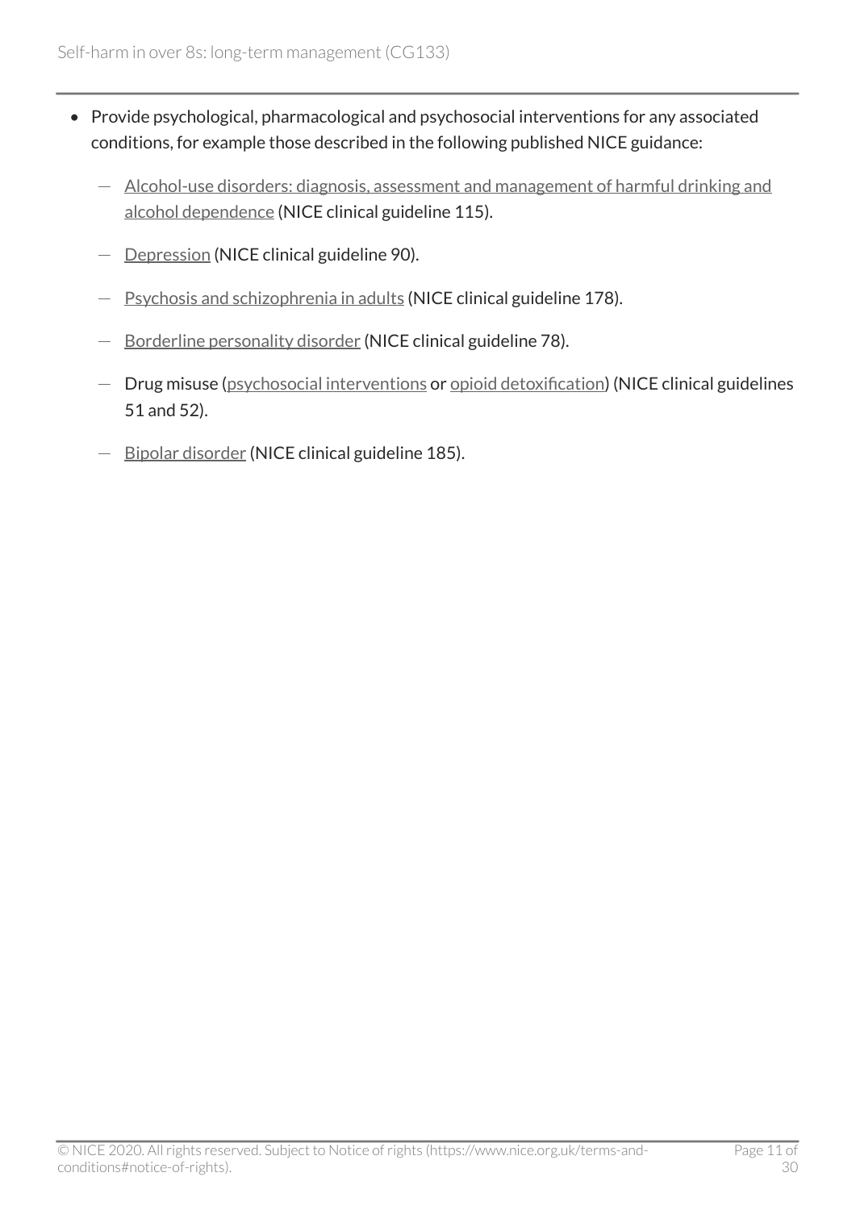- Provide psychological, pharmacological and psychosocial interventions for any associated conditions, for example those described in the following published NICE guidance:
  - Alcohol-use disorders: diagnosis, assessment and management of harmful drinking and alcohol dependence (NICE clinical guideline 115).
  - Depression (NICE clinical guideline 90).
  - Psychosis and schizophrenia in adults (NICE clinical guideline 178).
  - Borderline personality disorder (NICE clinical guideline 78).
  - Drug misuse (psychosocial interventions or opioid detoxification) (NICE clinical guidelines 51 and 52).
  - Bipolar disorder (NICE clinical guideline 185).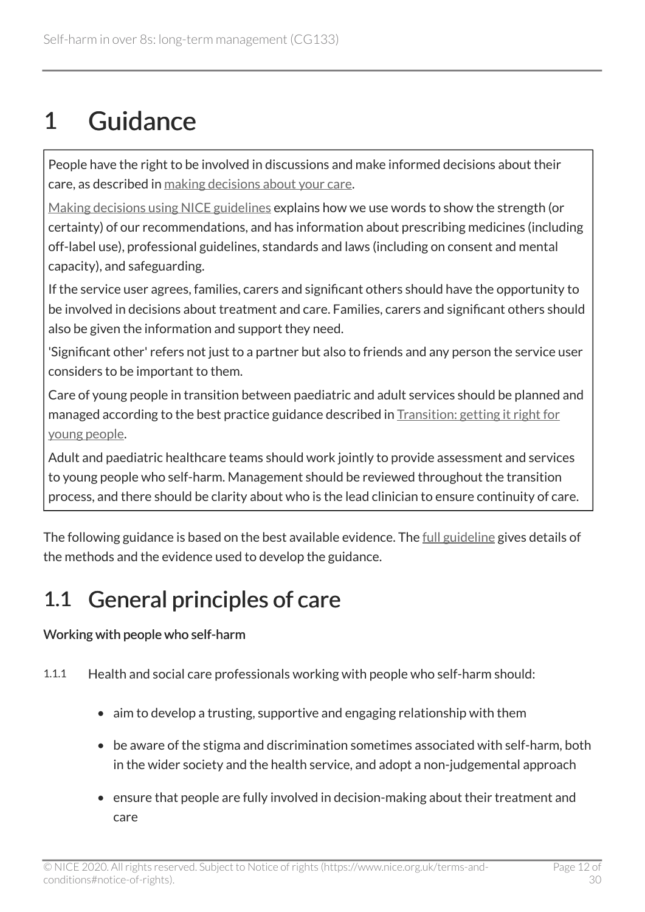# 1 Guidance

> People have the right to be involved in discussions and make informed decisions about their care, as described in making decisions about your care.
>
> Making decisions using NICE guidelines explains how we use words to show the strength (or certainty) of our recommendations, and has information about prescribing medicines (including off-label use), professional guidelines, standards and laws (including on consent and mental capacity), and safeguarding.
>
> If the service user agrees, families, carers and significant others should have the opportunity to be involved in decisions about treatment and care. Families, carers and significant others should also be given the information and support they need.
>
> 'Significant other' refers not just to a partner but also to friends and any person the service user considers to be important to them.
>
> Care of young people in transition between paediatric and adult services should be planned and managed according to the best practice guidance described in Transition: getting it right for young people.
>
> Adult and paediatric healthcare teams should work jointly to provide assessment and services to young people who self-harm. Management should be reviewed throughout the transition process, and there should be clarity about who is the lead clinician to ensure continuity of care.

The following guidance is based on the best available evidence. The full guideline gives details of the methods and the evidence used to develop the guidance.

## 1.1 General principles of care

**Working with people who self-harm**

1.1.1 Health and social care professionals working with people who self-harm should:

- aim to develop a trusting, supportive and engaging relationship with them
- be aware of the stigma and discrimination sometimes associated with self-harm, both in the wider society and the health service, and adopt a non-judgemental approach
- ensure that people are fully involved in decision-making about their treatment and care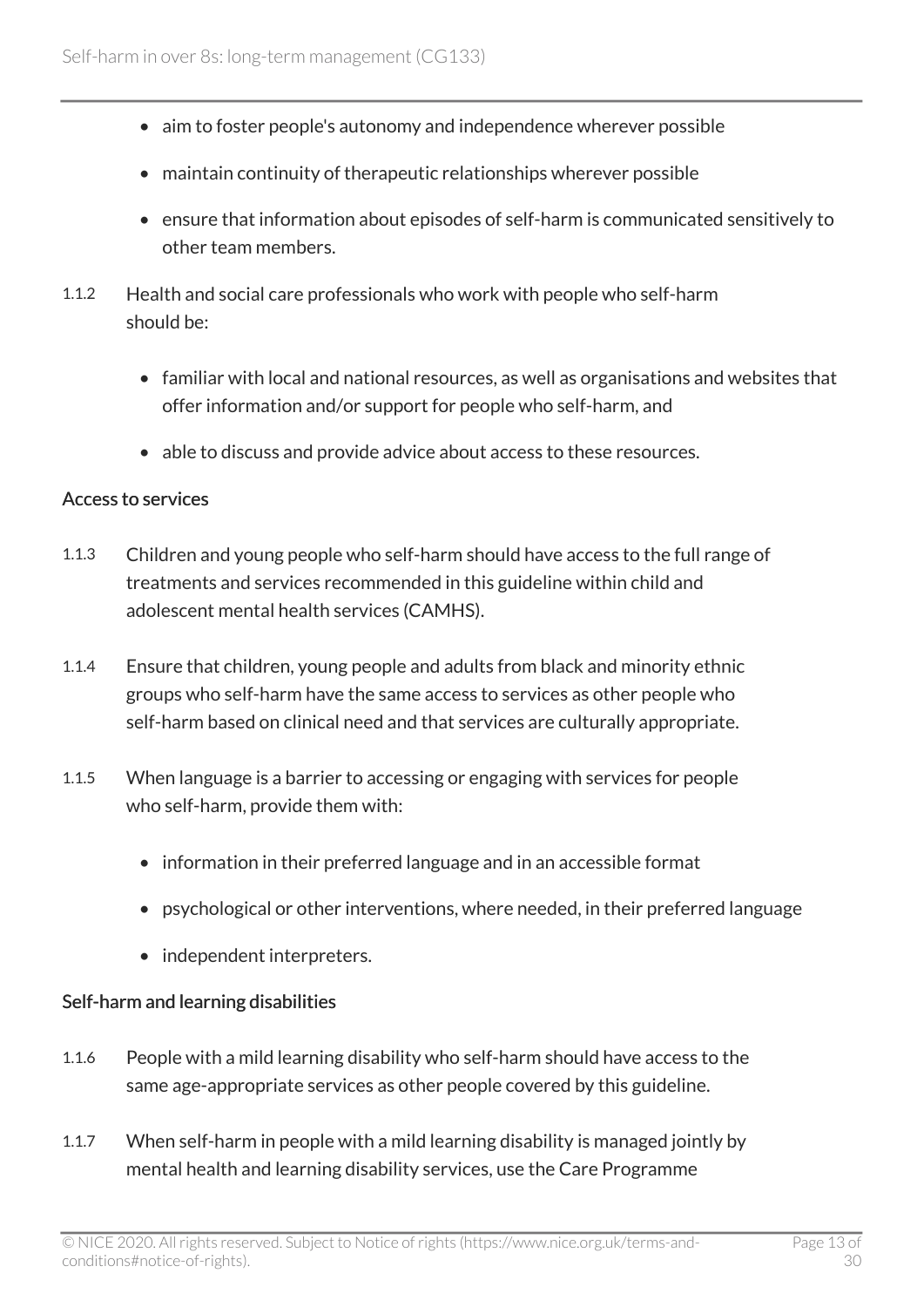- aim to foster people's autonomy and independence wherever possible
- maintain continuity of therapeutic relationships wherever possible
- ensure that information about episodes of self-harm is communicated sensitively to other team members.

1.1.2 Health and social care professionals who work with people who self-harm should be:

- familiar with local and national resources, as well as organisations and websites that offer information and/or support for people who self-harm, and
- able to discuss and provide advice about access to these resources.

### Access to services

1.1.3 Children and young people who self-harm should have access to the full range of treatments and services recommended in this guideline within child and adolescent mental health services (CAMHS).

1.1.4 Ensure that children, young people and adults from black and minority ethnic groups who self-harm have the same access to services as other people who self-harm based on clinical need and that services are culturally appropriate.

1.1.5 When language is a barrier to accessing or engaging with services for people who self-harm, provide them with:

- information in their preferred language and in an accessible format
- psychological or other interventions, where needed, in their preferred language
- independent interpreters.

### Self-harm and learning disabilities

1.1.6 People with a mild learning disability who self-harm should have access to the same age-appropriate services as other people covered by this guideline.

1.1.7 When self-harm in people with a mild learning disability is managed jointly by mental health and learning disability services, use the Care Programme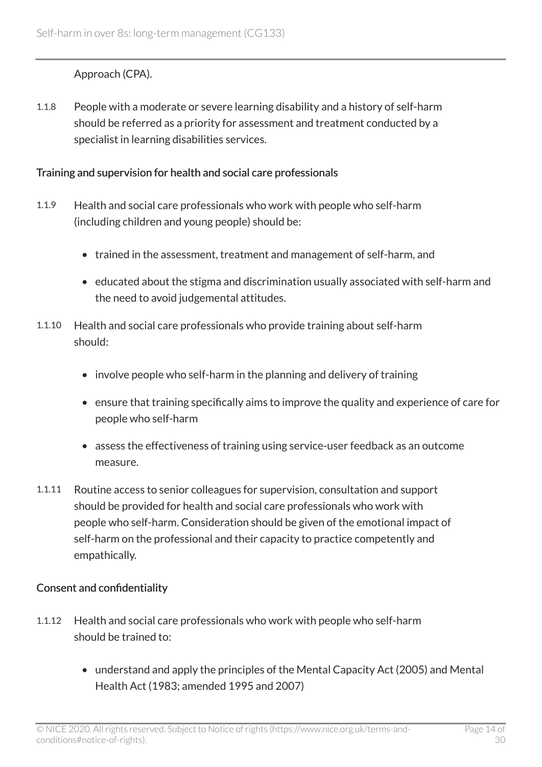Approach (CPA).

1.1.8 People with a moderate or severe learning disability and a history of self-harm should be referred as a priority for assessment and treatment conducted by a specialist in learning disabilities services.

### Training and supervision for health and social care professionals

1.1.9 Health and social care professionals who work with people who self-harm (including children and young people) should be:

- trained in the assessment, treatment and management of self-harm, and
- educated about the stigma and discrimination usually associated with self-harm and the need to avoid judgemental attitudes.

1.1.10 Health and social care professionals who provide training about self-harm should:

- involve people who self-harm in the planning and delivery of training
- ensure that training specifically aims to improve the quality and experience of care for people who self-harm
- assess the effectiveness of training using service-user feedback as an outcome measure.

1.1.11 Routine access to senior colleagues for supervision, consultation and support should be provided for health and social care professionals who work with people who self-harm. Consideration should be given of the emotional impact of self-harm on the professional and their capacity to practice competently and empathically.

### Consent and confidentiality

1.1.12 Health and social care professionals who work with people who self-harm should be trained to:

- understand and apply the principles of the Mental Capacity Act (2005) and Mental Health Act (1983; amended 1995 and 2007)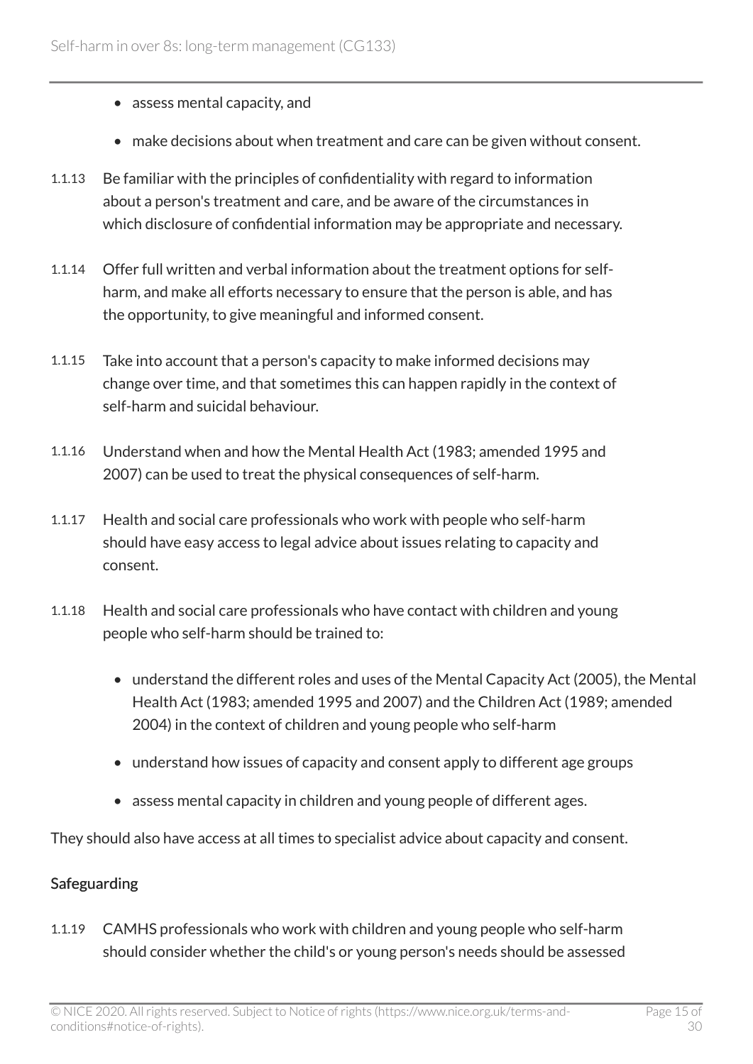- assess mental capacity, and
- make decisions about when treatment and care can be given without consent.

1.1.13 Be familiar with the principles of confidentiality with regard to information about a person's treatment and care, and be aware of the circumstances in which disclosure of confidential information may be appropriate and necessary.

1.1.14 Offer full written and verbal information about the treatment options for self-harm, and make all efforts necessary to ensure that the person is able, and has the opportunity, to give meaningful and informed consent.

1.1.15 Take into account that a person's capacity to make informed decisions may change over time, and that sometimes this can happen rapidly in the context of self-harm and suicidal behaviour.

1.1.16 Understand when and how the Mental Health Act (1983; amended 1995 and 2007) can be used to treat the physical consequences of self-harm.

1.1.17 Health and social care professionals who work with people who self-harm should have easy access to legal advice about issues relating to capacity and consent.

1.1.18 Health and social care professionals who have contact with children and young people who self-harm should be trained to:

- understand the different roles and uses of the Mental Capacity Act (2005), the Mental Health Act (1983; amended 1995 and 2007) and the Children Act (1989; amended 2004) in the context of children and young people who self-harm
- understand how issues of capacity and consent apply to different age groups
- assess mental capacity in children and young people of different ages.

They should also have access at all times to specialist advice about capacity and consent.

### Safeguarding

1.1.19 CAMHS professionals who work with children and young people who self-harm should consider whether the child's or young person's needs should be assessed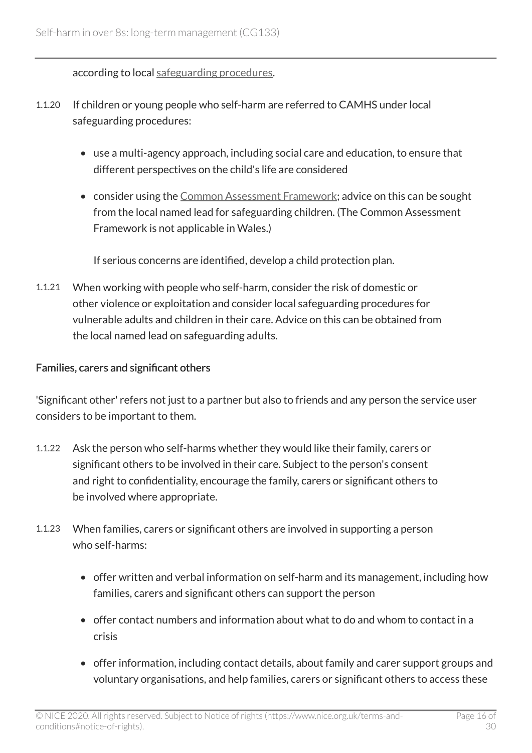according to local safeguarding procedures.

1.1.20 If children or young people who self-harm are referred to CAMHS under local safeguarding procedures:

- use a multi-agency approach, including social care and education, to ensure that different perspectives on the child's life are considered
- consider using the Common Assessment Framework; advice on this can be sought from the local named lead for safeguarding children. (The Common Assessment Framework is not applicable in Wales.)

  If serious concerns are identified, develop a child protection plan.

1.1.21 When working with people who self-harm, consider the risk of domestic or other violence or exploitation and consider local safeguarding procedures for vulnerable adults and children in their care. Advice on this can be obtained from the local named lead on safeguarding adults.

### Families, carers and significant others

'Significant other' refers not just to a partner but also to friends and any person the service user considers to be important to them.

1.1.22 Ask the person who self-harms whether they would like their family, carers or significant others to be involved in their care. Subject to the person's consent and right to confidentiality, encourage the family, carers or significant others to be involved where appropriate.

1.1.23 When families, carers or significant others are involved in supporting a person who self-harms:

- offer written and verbal information on self-harm and its management, including how families, carers and significant others can support the person
- offer contact numbers and information about what to do and whom to contact in a crisis
- offer information, including contact details, about family and carer support groups and voluntary organisations, and help families, carers or significant others to access these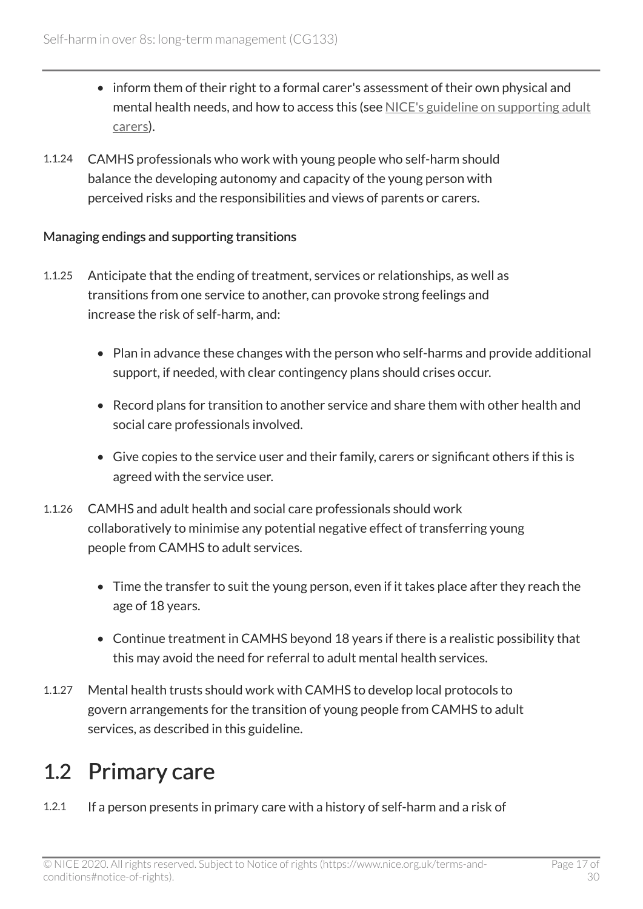- inform them of their right to a formal carer's assessment of their own physical and mental health needs, and how to access this (see NICE's guideline on supporting adult carers).

1.1.24 CAMHS professionals who work with young people who self-harm should balance the developing autonomy and capacity of the young person with perceived risks and the responsibilities and views of parents or carers.

### Managing endings and supporting transitions

1.1.25 Anticipate that the ending of treatment, services or relationships, as well as transitions from one service to another, can provoke strong feelings and increase the risk of self-harm, and:

- Plan in advance these changes with the person who self-harms and provide additional support, if needed, with clear contingency plans should crises occur.
- Record plans for transition to another service and share them with other health and social care professionals involved.
- Give copies to the service user and their family, carers or significant others if this is agreed with the service user.

1.1.26 CAMHS and adult health and social care professionals should work collaboratively to minimise any potential negative effect of transferring young people from CAMHS to adult services.

- Time the transfer to suit the young person, even if it takes place after they reach the age of 18 years.
- Continue treatment in CAMHS beyond 18 years if there is a realistic possibility that this may avoid the need for referral to adult mental health services.

1.1.27 Mental health trusts should work with CAMHS to develop local protocols to govern arrangements for the transition of young people from CAMHS to adult services, as described in this guideline.

## 1.2 Primary care

1.2.1 If a person presents in primary care with a history of self-harm and a risk of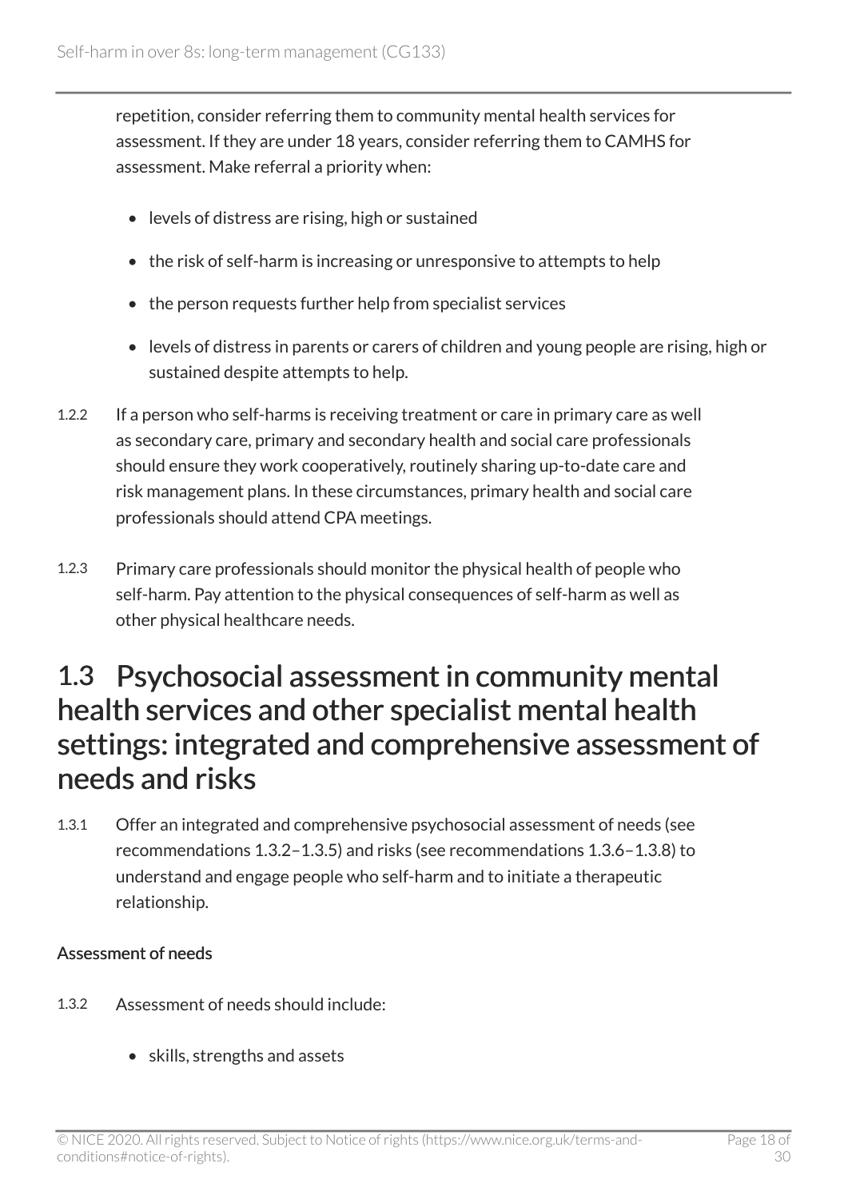repetition, consider referring them to community mental health services for assessment. If they are under 18 years, consider referring them to CAMHS for assessment. Make referral a priority when:

- levels of distress are rising, high or sustained
- the risk of self-harm is increasing or unresponsive to attempts to help
- the person requests further help from specialist services
- levels of distress in parents or carers of children and young people are rising, high or sustained despite attempts to help.

1.2.2 If a person who self-harms is receiving treatment or care in primary care as well as secondary care, primary and secondary health and social care professionals should ensure they work cooperatively, routinely sharing up-to-date care and risk management plans. In these circumstances, primary health and social care professionals should attend CPA meetings.

1.2.3 Primary care professionals should monitor the physical health of people who self-harm. Pay attention to the physical consequences of self-harm as well as other physical healthcare needs.

## 1.3 Psychosocial assessment in community mental health services and other specialist mental health settings: integrated and comprehensive assessment of needs and risks

1.3.1 Offer an integrated and comprehensive psychosocial assessment of needs (see recommendations 1.3.2–1.3.5) and risks (see recommendations 1.3.6–1.3.8) to understand and engage people who self-harm and to initiate a therapeutic relationship.

### Assessment of needs

1.3.2 Assessment of needs should include:

- skills, strengths and assets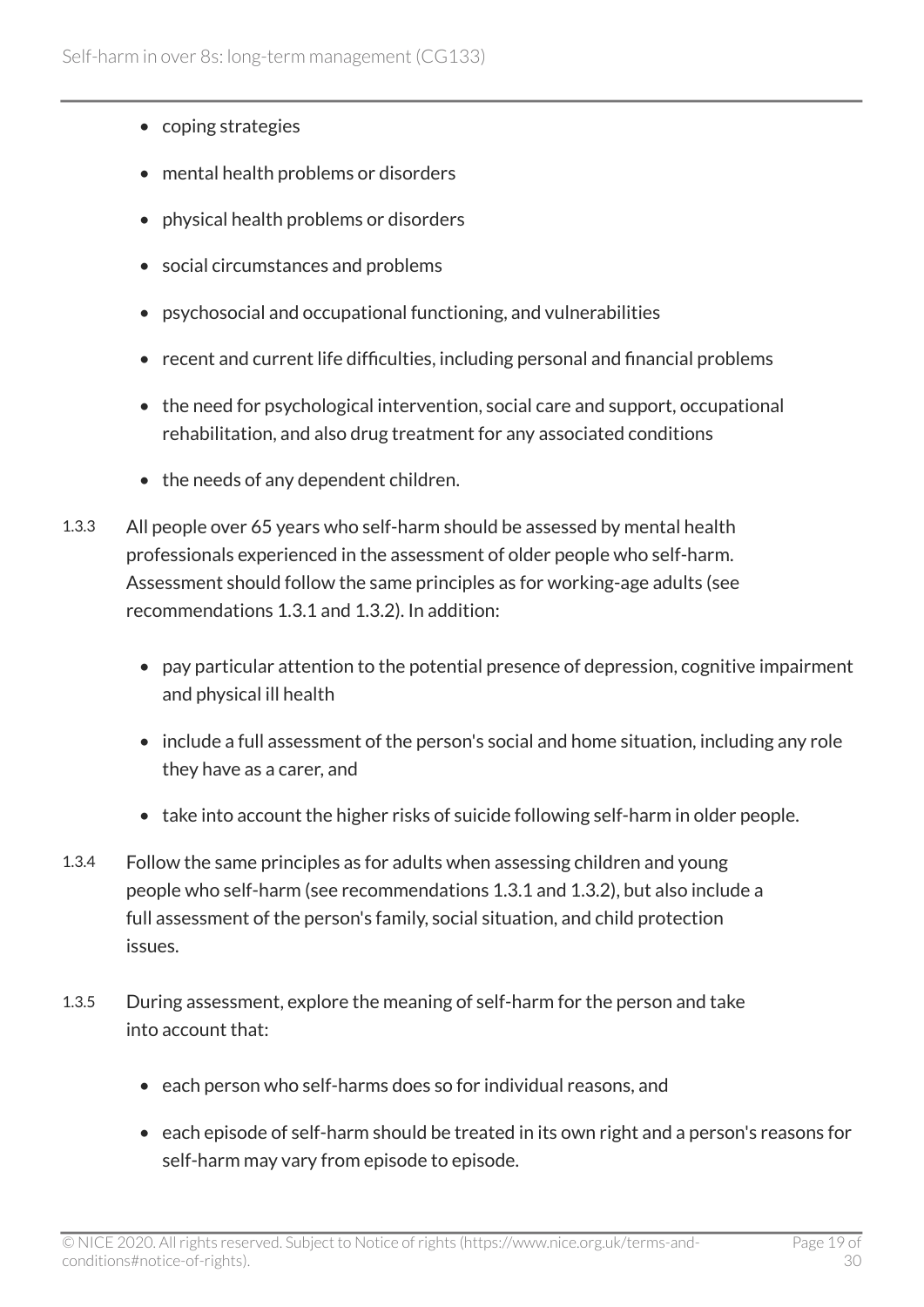- coping strategies
- mental health problems or disorders
- physical health problems or disorders
- social circumstances and problems
- psychosocial and occupational functioning, and vulnerabilities
- recent and current life difficulties, including personal and financial problems
- the need for psychological intervention, social care and support, occupational rehabilitation, and also drug treatment for any associated conditions
- the needs of any dependent children.

1.3.3 All people over 65 years who self-harm should be assessed by mental health professionals experienced in the assessment of older people who self-harm. Assessment should follow the same principles as for working-age adults (see recommendations 1.3.1 and 1.3.2). In addition:

- pay particular attention to the potential presence of depression, cognitive impairment and physical ill health
- include a full assessment of the person's social and home situation, including any role they have as a carer, and
- take into account the higher risks of suicide following self-harm in older people.

1.3.4 Follow the same principles as for adults when assessing children and young people who self-harm (see recommendations 1.3.1 and 1.3.2), but also include a full assessment of the person's family, social situation, and child protection issues.

1.3.5 During assessment, explore the meaning of self-harm for the person and take into account that:

- each person who self-harms does so for individual reasons, and
- each episode of self-harm should be treated in its own right and a person's reasons for self-harm may vary from episode to episode.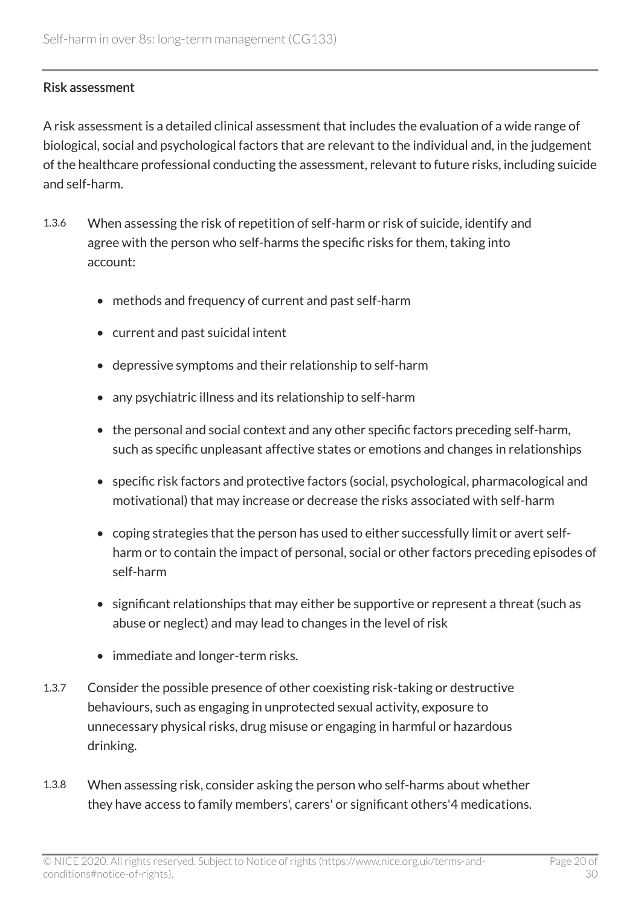### Risk assessment

A risk assessment is a detailed clinical assessment that includes the evaluation of a wide range of biological, social and psychological factors that are relevant to the individual and, in the judgement of the healthcare professional conducting the assessment, relevant to future risks, including suicide and self-harm.

1.3.6 When assessing the risk of repetition of self-harm or risk of suicide, identify and agree with the person who self-harms the specific risks for them, taking into account:

- methods and frequency of current and past self-harm
- current and past suicidal intent
- depressive symptoms and their relationship to self-harm
- any psychiatric illness and its relationship to self-harm
- the personal and social context and any other specific factors preceding self-harm, such as specific unpleasant affective states or emotions and changes in relationships
- specific risk factors and protective factors (social, psychological, pharmacological and motivational) that may increase or decrease the risks associated with self-harm
- coping strategies that the person has used to either successfully limit or avert self-harm or to contain the impact of personal, social or other factors preceding episodes of self-harm
- significant relationships that may either be supportive or represent a threat (such as abuse or neglect) and may lead to changes in the level of risk
- immediate and longer-term risks.

1.3.7 Consider the possible presence of other coexisting risk-taking or destructive behaviours, such as engaging in unprotected sexual activity, exposure to unnecessary physical risks, drug misuse or engaging in harmful or hazardous drinking.

1.3.8 When assessing risk, consider asking the person who self-harms about whether they have access to family members', carers' or significant others'[4] medications.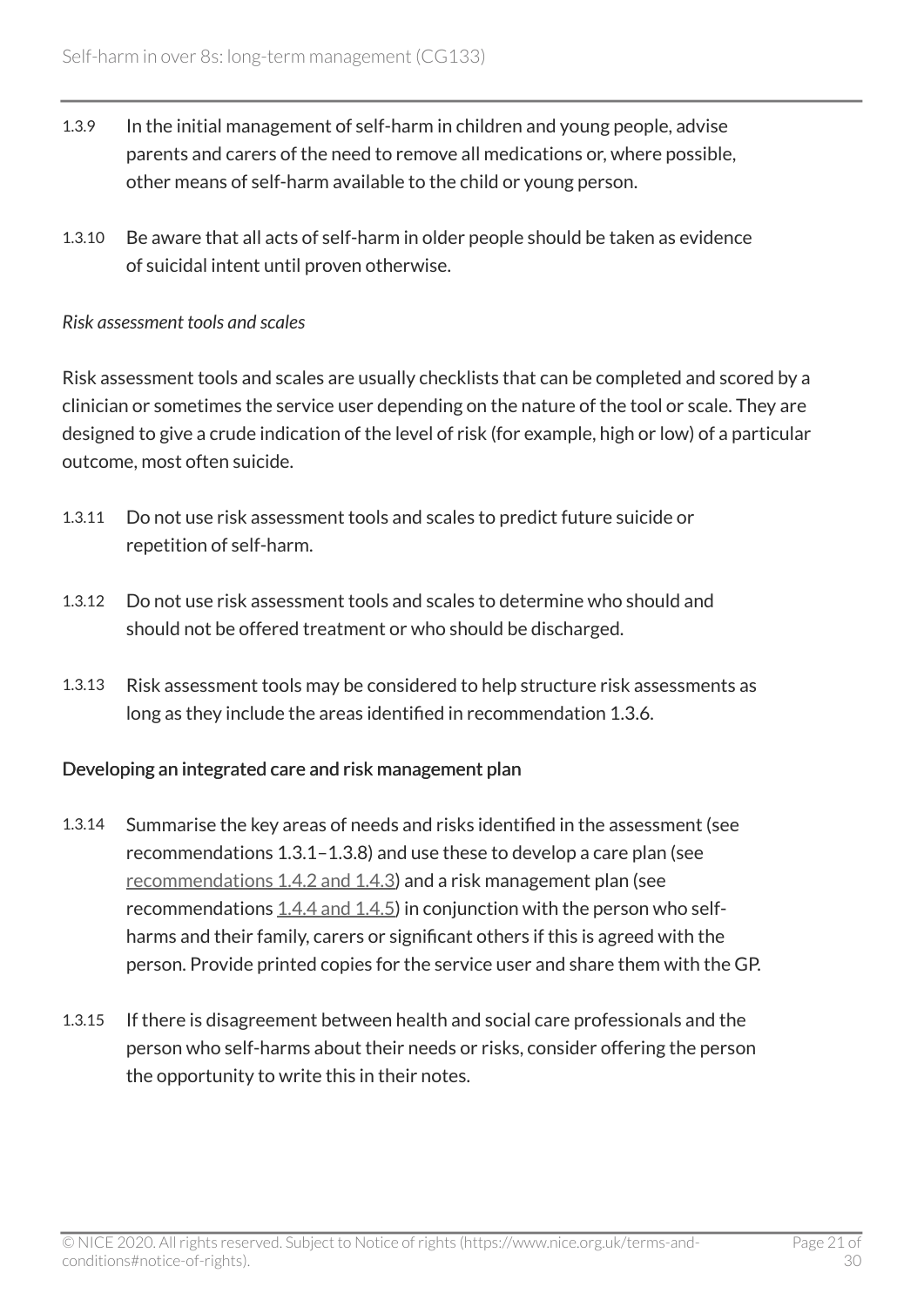1.3.9 In the initial management of self-harm in children and young people, advise parents and carers of the need to remove all medications or, where possible, other means of self-harm available to the child or young person.

1.3.10 Be aware that all acts of self-harm in older people should be taken as evidence of suicidal intent until proven otherwise.

*Risk assessment tools and scales*

Risk assessment tools and scales are usually checklists that can be completed and scored by a clinician or sometimes the service user depending on the nature of the tool or scale. They are designed to give a crude indication of the level of risk (for example, high or low) of a particular outcome, most often suicide.

1.3.11 Do not use risk assessment tools and scales to predict future suicide or repetition of self-harm.

1.3.12 Do not use risk assessment tools and scales to determine who should and should not be offered treatment or who should be discharged.

1.3.13 Risk assessment tools may be considered to help structure risk assessments as long as they include the areas identified in recommendation 1.3.6.

### Developing an integrated care and risk management plan

1.3.14 Summarise the key areas of needs and risks identified in the assessment (see recommendations 1.3.1–1.3.8) and use these to develop a care plan (see recommendations 1.4.2 and 1.4.3) and a risk management plan (see recommendations 1.4.4 and 1.4.5) in conjunction with the person who self-harms and their family, carers or significant others if this is agreed with the person. Provide printed copies for the service user and share them with the GP.

1.3.15 If there is disagreement between health and social care professionals and the person who self-harms about their needs or risks, consider offering the person the opportunity to write this in their notes.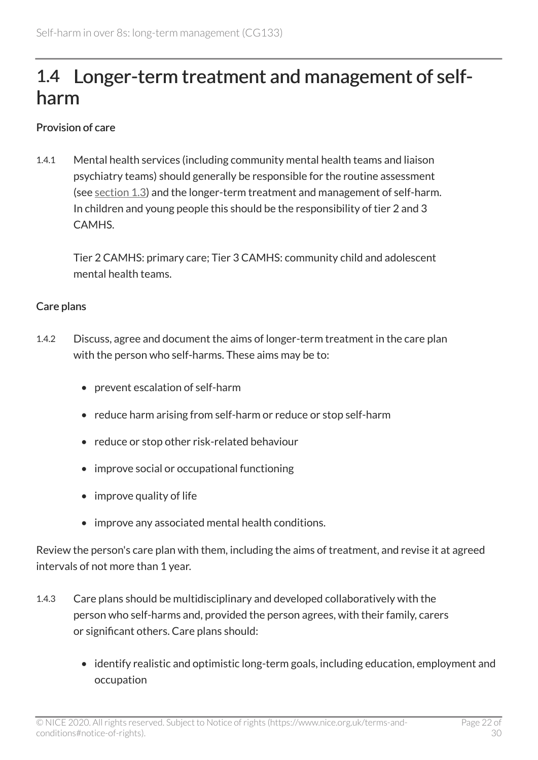## 1.4 Longer-term treatment and management of self-harm

### Provision of care

1.4.1 Mental health services (including community mental health teams and liaison psychiatry teams) should generally be responsible for the routine assessment (see section 1.3) and the longer-term treatment and management of self-harm. In children and young people this should be the responsibility of tier 2 and 3 CAMHS.

Tier 2 CAMHS: primary care; Tier 3 CAMHS: community child and adolescent mental health teams.

### Care plans

1.4.2 Discuss, agree and document the aims of longer-term treatment in the care plan with the person who self-harms. These aims may be to:

- prevent escalation of self-harm
- reduce harm arising from self-harm or reduce or stop self-harm
- reduce or stop other risk-related behaviour
- improve social or occupational functioning
- improve quality of life
- improve any associated mental health conditions.

Review the person's care plan with them, including the aims of treatment, and revise it at agreed intervals of not more than 1 year.

1.4.3 Care plans should be multidisciplinary and developed collaboratively with the person who self-harms and, provided the person agrees, with their family, carers or significant others. Care plans should:

- identify realistic and optimistic long-term goals, including education, employment and occupation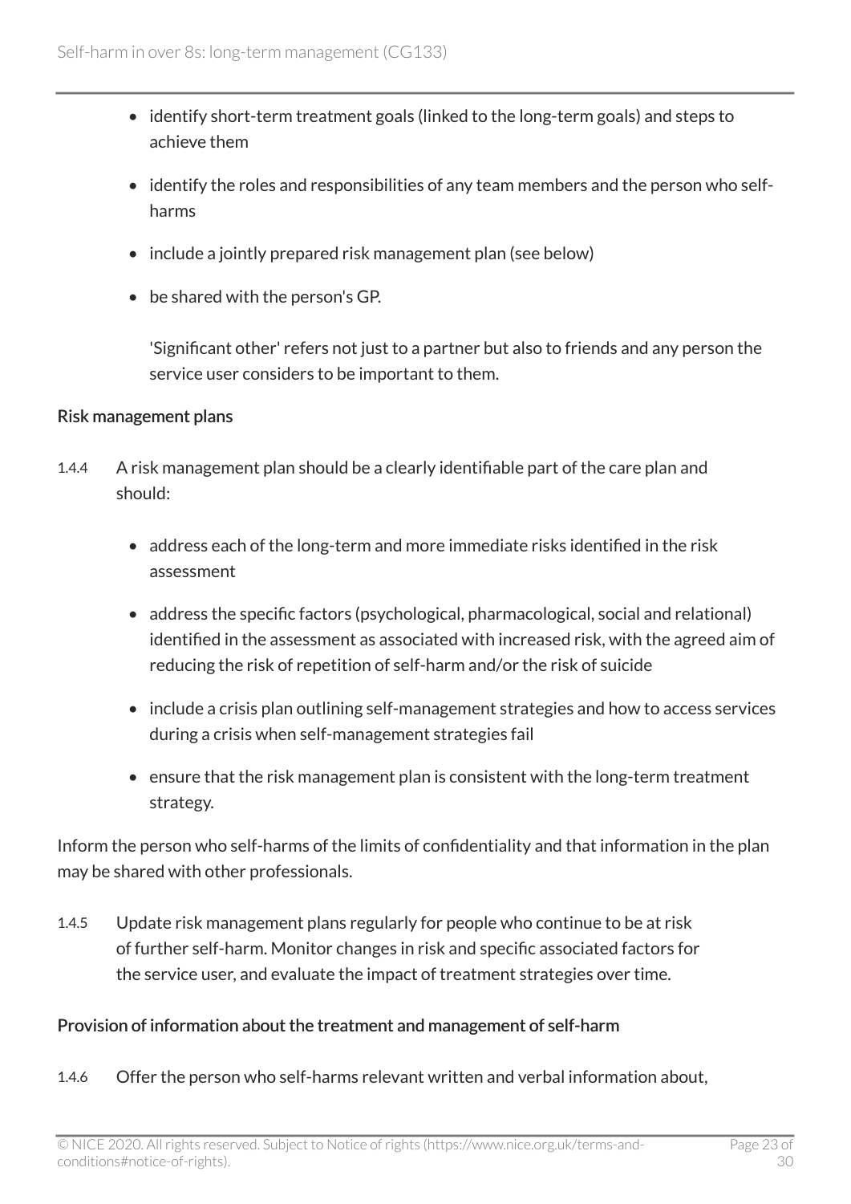- identify short-term treatment goals (linked to the long-term goals) and steps to achieve them
- identify the roles and responsibilities of any team members and the person who self-harms
- include a jointly prepared risk management plan (see below)
- be shared with the person's GP.

  'Significant other' refers not just to a partner but also to friends and any person the service user considers to be important to them.

### Risk management plans

1.4.4 A risk management plan should be a clearly identifiable part of the care plan and should:

- address each of the long-term and more immediate risks identified in the risk assessment
- address the specific factors (psychological, pharmacological, social and relational) identified in the assessment as associated with increased risk, with the agreed aim of reducing the risk of repetition of self-harm and/or the risk of suicide
- include a crisis plan outlining self-management strategies and how to access services during a crisis when self-management strategies fail
- ensure that the risk management plan is consistent with the long-term treatment strategy.

Inform the person who self-harms of the limits of confidentiality and that information in the plan may be shared with other professionals.

1.4.5 Update risk management plans regularly for people who continue to be at risk of further self-harm. Monitor changes in risk and specific associated factors for the service user, and evaluate the impact of treatment strategies over time.

### Provision of information about the treatment and management of self-harm

1.4.6 Offer the person who self-harms relevant written and verbal information about,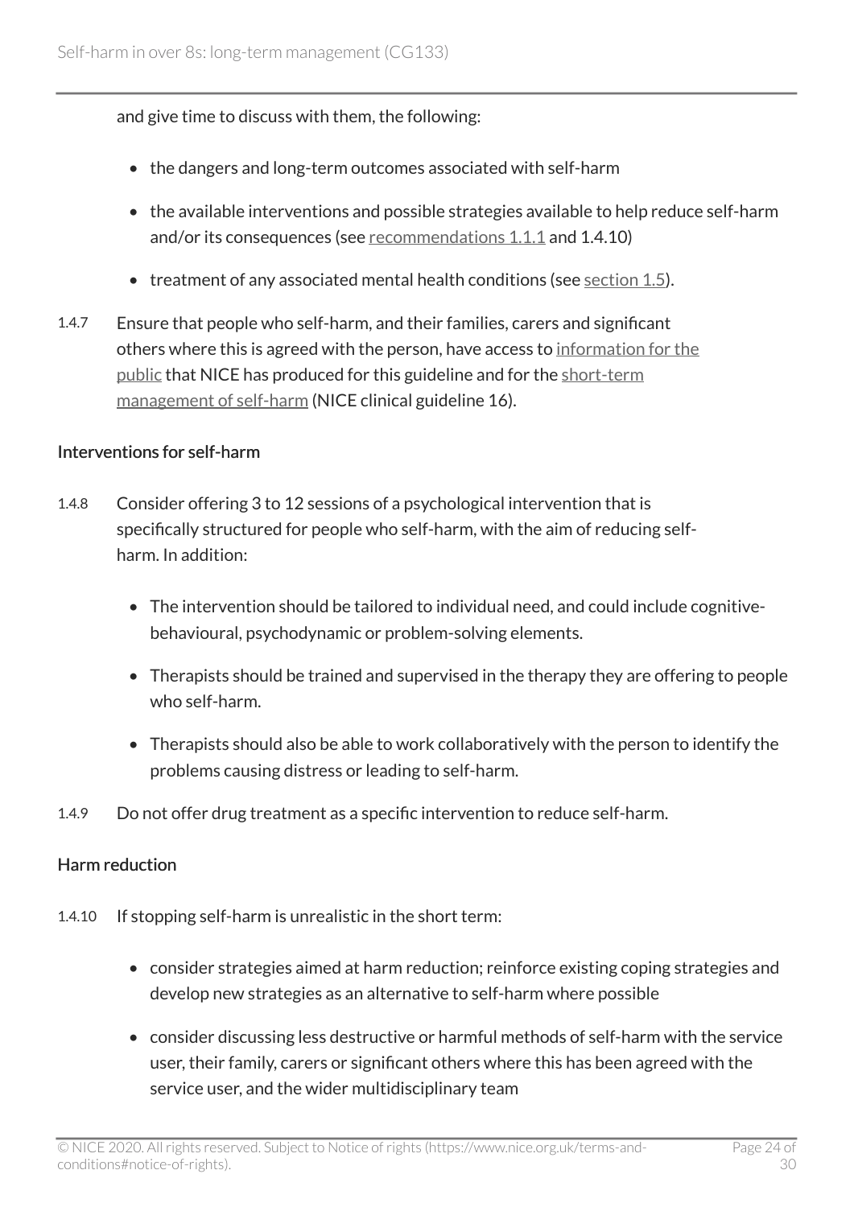and give time to discuss with them, the following:

- the dangers and long-term outcomes associated with self-harm
- the available interventions and possible strategies available to help reduce self-harm and/or its consequences (see recommendations 1.1.1 and 1.4.10)
- treatment of any associated mental health conditions (see section 1.5).

1.4.7 Ensure that people who self-harm, and their families, carers and significant others where this is agreed with the person, have access to information for the public that NICE has produced for this guideline and for the short-term management of self-harm (NICE clinical guideline 16).

### Interventions for self-harm

1.4.8 Consider offering 3 to 12 sessions of a psychological intervention that is specifically structured for people who self-harm, with the aim of reducing self-harm. In addition:

- The intervention should be tailored to individual need, and could include cognitive-behavioural, psychodynamic or problem-solving elements.
- Therapists should be trained and supervised in the therapy they are offering to people who self-harm.
- Therapists should also be able to work collaboratively with the person to identify the problems causing distress or leading to self-harm.

1.4.9 Do not offer drug treatment as a specific intervention to reduce self-harm.

### Harm reduction

1.4.10 If stopping self-harm is unrealistic in the short term:

- consider strategies aimed at harm reduction; reinforce existing coping strategies and develop new strategies as an alternative to self-harm where possible
- consider discussing less destructive or harmful methods of self-harm with the service user, their family, carers or significant others where this has been agreed with the service user, and the wider multidisciplinary team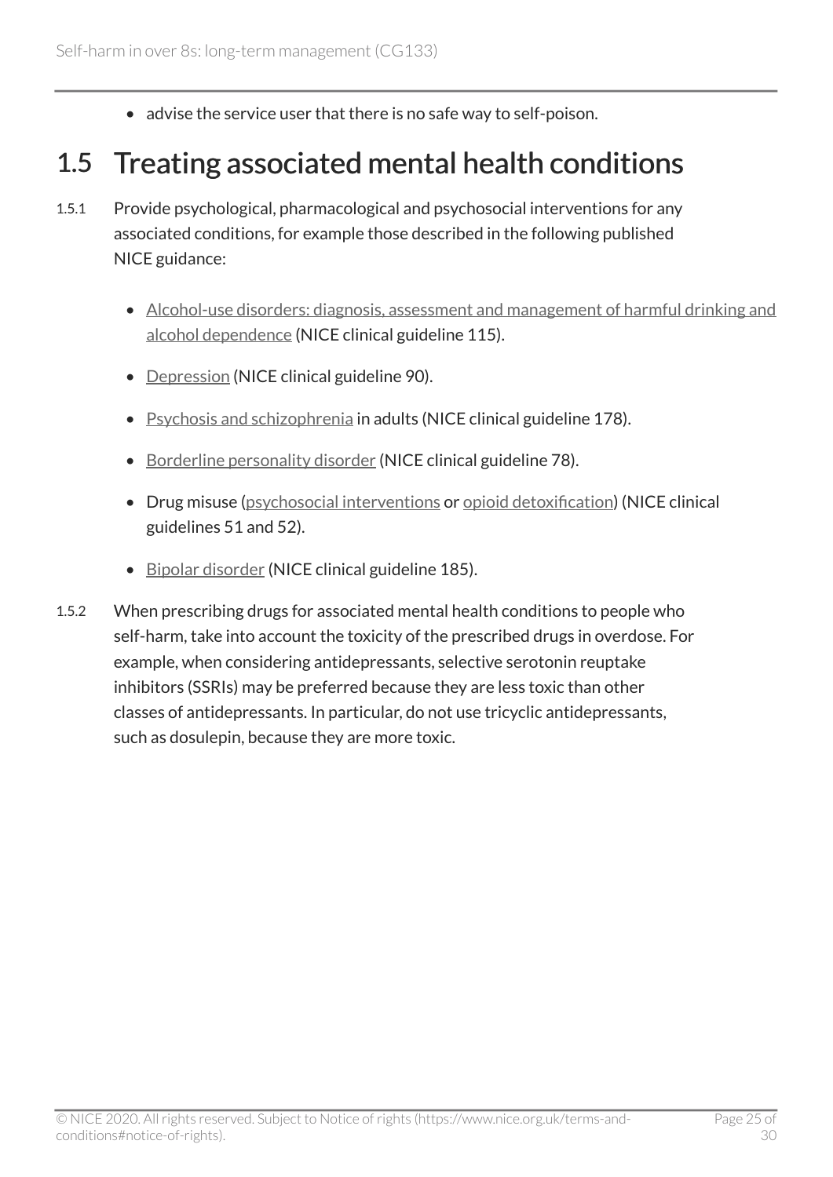- advise the service user that there is no safe way to self-poison.

## 1.5 Treating associated mental health conditions

1.5.1 Provide psychological, pharmacological and psychosocial interventions for any associated conditions, for example those described in the following published NICE guidance:

- Alcohol-use disorders: diagnosis, assessment and management of harmful drinking and alcohol dependence (NICE clinical guideline 115).
- Depression (NICE clinical guideline 90).
- Psychosis and schizophrenia in adults (NICE clinical guideline 178).
- Borderline personality disorder (NICE clinical guideline 78).
- Drug misuse (psychosocial interventions or opioid detoxification) (NICE clinical guidelines 51 and 52).
- Bipolar disorder (NICE clinical guideline 185).

1.5.2 When prescribing drugs for associated mental health conditions to people who self-harm, take into account the toxicity of the prescribed drugs in overdose. For example, when considering antidepressants, selective serotonin reuptake inhibitors (SSRIs) may be preferred because they are less toxic than other classes of antidepressants. In particular, do not use tricyclic antidepressants, such as dosulepin, because they are more toxic.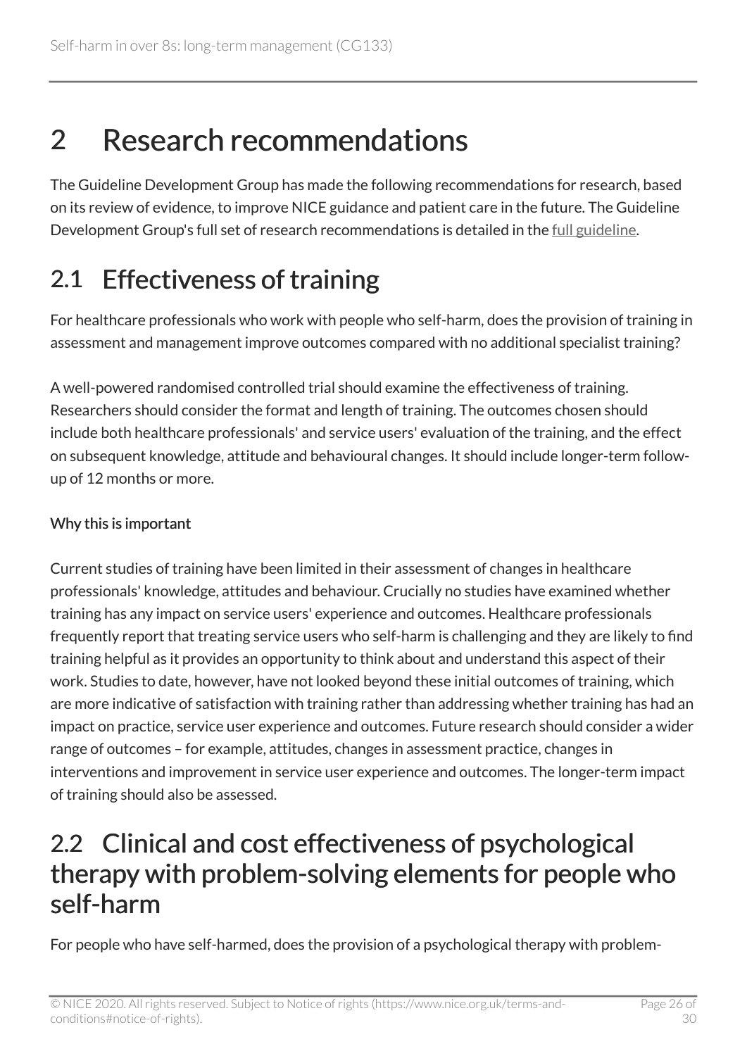# 2 Research recommendations

The Guideline Development Group has made the following recommendations for research, based on its review of evidence, to improve NICE guidance and patient care in the future. The Guideline Development Group's full set of research recommendations is detailed in the full guideline.

## 2.1 Effectiveness of training

For healthcare professionals who work with people who self-harm, does the provision of training in assessment and management improve outcomes compared with no additional specialist training?

A well-powered randomised controlled trial should examine the effectiveness of training. Researchers should consider the format and length of training. The outcomes chosen should include both healthcare professionals' and service users' evaluation of the training, and the effect on subsequent knowledge, attitude and behavioural changes. It should include longer-term follow-up of 12 months or more.

### Why this is important

Current studies of training have been limited in their assessment of changes in healthcare professionals' knowledge, attitudes and behaviour. Crucially no studies have examined whether training has any impact on service users' experience and outcomes. Healthcare professionals frequently report that treating service users who self-harm is challenging and they are likely to find training helpful as it provides an opportunity to think about and understand this aspect of their work. Studies to date, however, have not looked beyond these initial outcomes of training, which are more indicative of satisfaction with training rather than addressing whether training has had an impact on practice, service user experience and outcomes. Future research should consider a wider range of outcomes – for example, attitudes, changes in assessment practice, changes in interventions and improvement in service user experience and outcomes. The longer-term impact of training should also be assessed.

## 2.2 Clinical and cost effectiveness of psychological therapy with problem-solving elements for people who self-harm

For people who have self-harmed, does the provision of a psychological therapy with problem-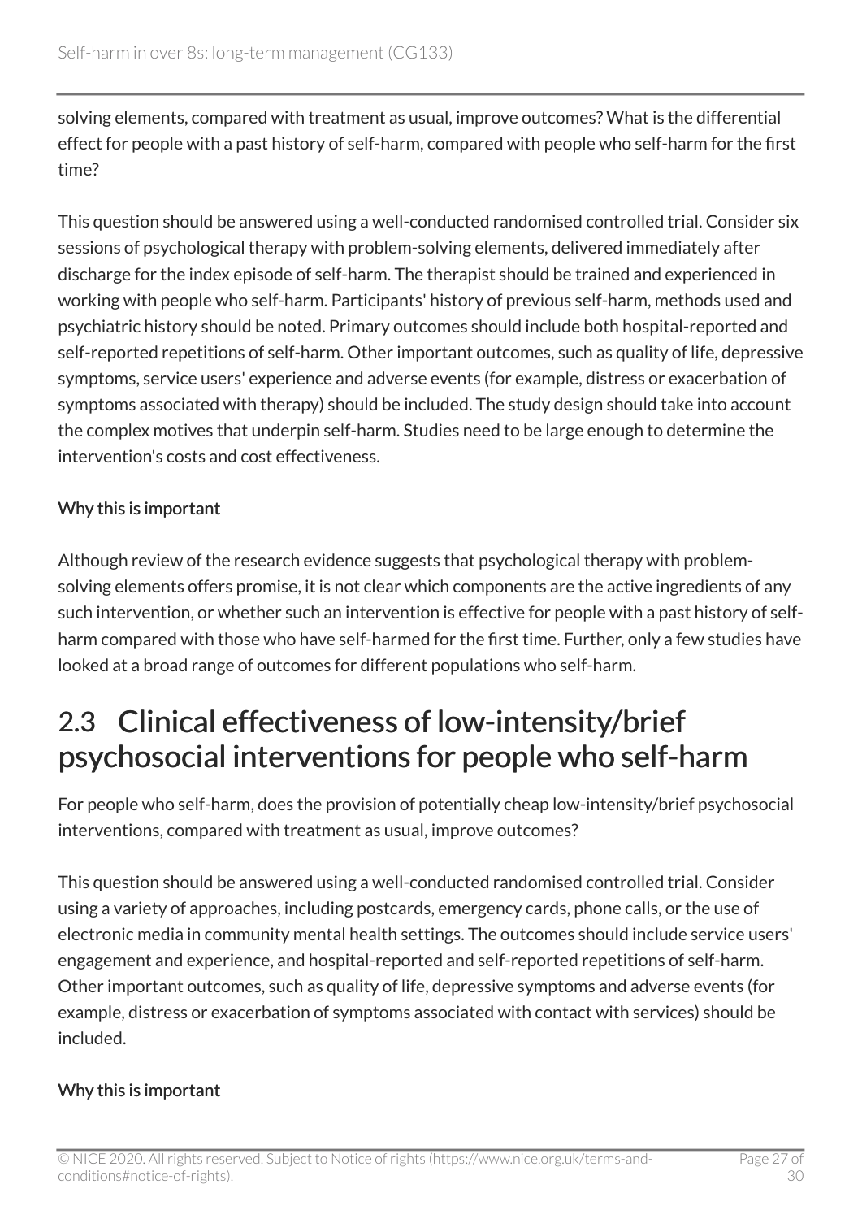solving elements, compared with treatment as usual, improve outcomes? What is the differential effect for people with a past history of self-harm, compared with people who self-harm for the first time?

This question should be answered using a well-conducted randomised controlled trial. Consider six sessions of psychological therapy with problem-solving elements, delivered immediately after discharge for the index episode of self-harm. The therapist should be trained and experienced in working with people who self-harm. Participants' history of previous self-harm, methods used and psychiatric history should be noted. Primary outcomes should include both hospital-reported and self-reported repetitions of self-harm. Other important outcomes, such as quality of life, depressive symptoms, service users' experience and adverse events (for example, distress or exacerbation of symptoms associated with therapy) should be included. The study design should take into account the complex motives that underpin self-harm. Studies need to be large enough to determine the intervention's costs and cost effectiveness.

#### Why this is important

Although review of the research evidence suggests that psychological therapy with problem-solving elements offers promise, it is not clear which components are the active ingredients of any such intervention, or whether such an intervention is effective for people with a past history of self-harm compared with those who have self-harmed for the first time. Further, only a few studies have looked at a broad range of outcomes for different populations who self-harm.

## 2.3 Clinical effectiveness of low-intensity/brief psychosocial interventions for people who self-harm

For people who self-harm, does the provision of potentially cheap low-intensity/brief psychosocial interventions, compared with treatment as usual, improve outcomes?

This question should be answered using a well-conducted randomised controlled trial. Consider using a variety of approaches, including postcards, emergency cards, phone calls, or the use of electronic media in community mental health settings. The outcomes should include service users' engagement and experience, and hospital-reported and self-reported repetitions of self-harm. Other important outcomes, such as quality of life, depressive symptoms and adverse events (for example, distress or exacerbation of symptoms associated with contact with services) should be included.

#### Why this is important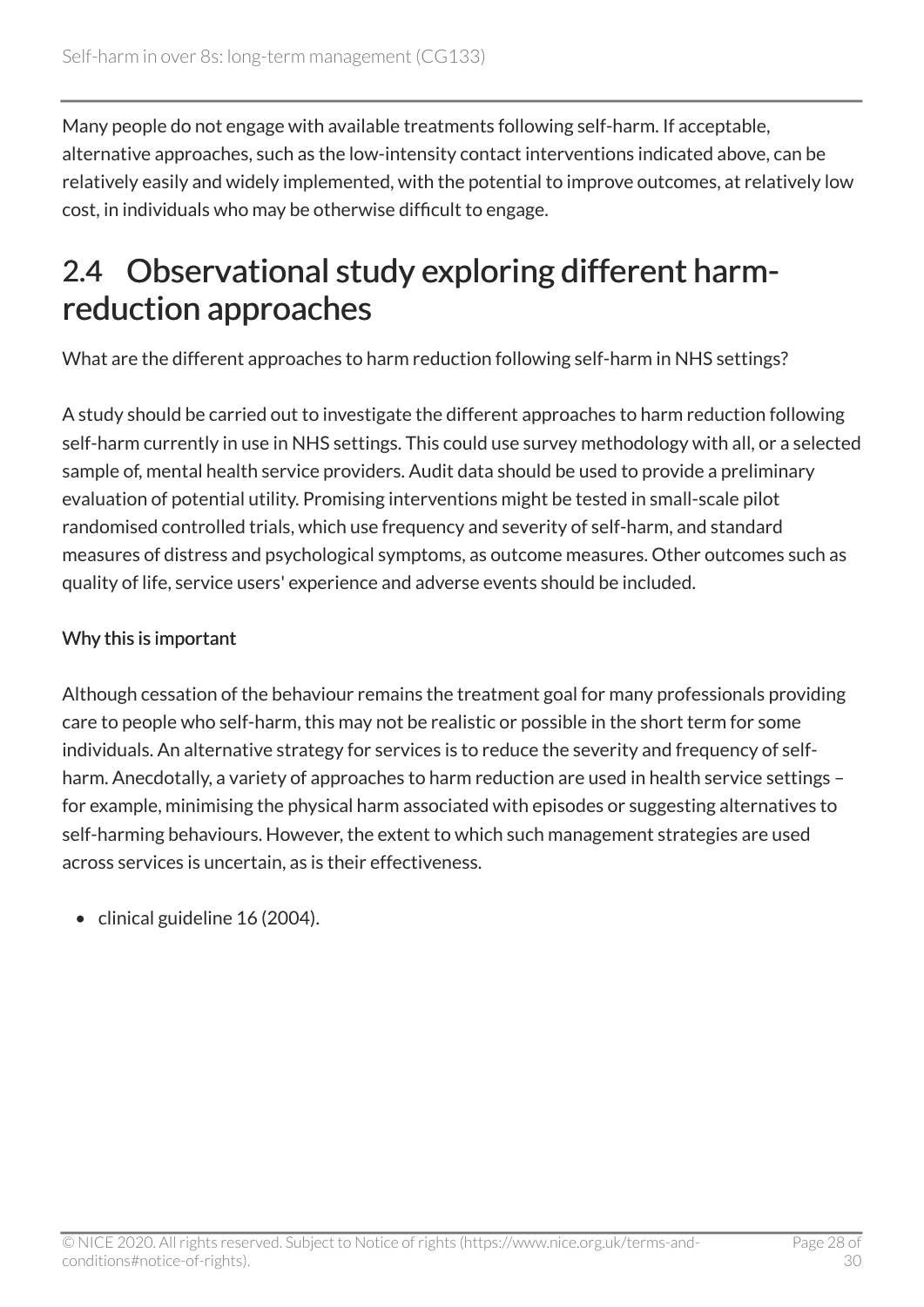Many people do not engage with available treatments following self-harm. If acceptable, alternative approaches, such as the low-intensity contact interventions indicated above, can be relatively easily and widely implemented, with the potential to improve outcomes, at relatively low cost, in individuals who may be otherwise difficult to engage.

## 2.4 Observational study exploring different harm-reduction approaches

What are the different approaches to harm reduction following self-harm in NHS settings?

A study should be carried out to investigate the different approaches to harm reduction following self-harm currently in use in NHS settings. This could use survey methodology with all, or a selected sample of, mental health service providers. Audit data should be used to provide a preliminary evaluation of potential utility. Promising interventions might be tested in small-scale pilot randomised controlled trials, which use frequency and severity of self-harm, and standard measures of distress and psychological symptoms, as outcome measures. Other outcomes such as quality of life, service users' experience and adverse events should be included.

### Why this is important

Although cessation of the behaviour remains the treatment goal for many professionals providing care to people who self-harm, this may not be realistic or possible in the short term for some individuals. An alternative strategy for services is to reduce the severity and frequency of self-harm. Anecdotally, a variety of approaches to harm reduction are used in health service settings – for example, minimising the physical harm associated with episodes or suggesting alternatives to self-harming behaviours. However, the extent to which such management strategies are used across services is uncertain, as is their effectiveness.

- clinical guideline 16 (2004).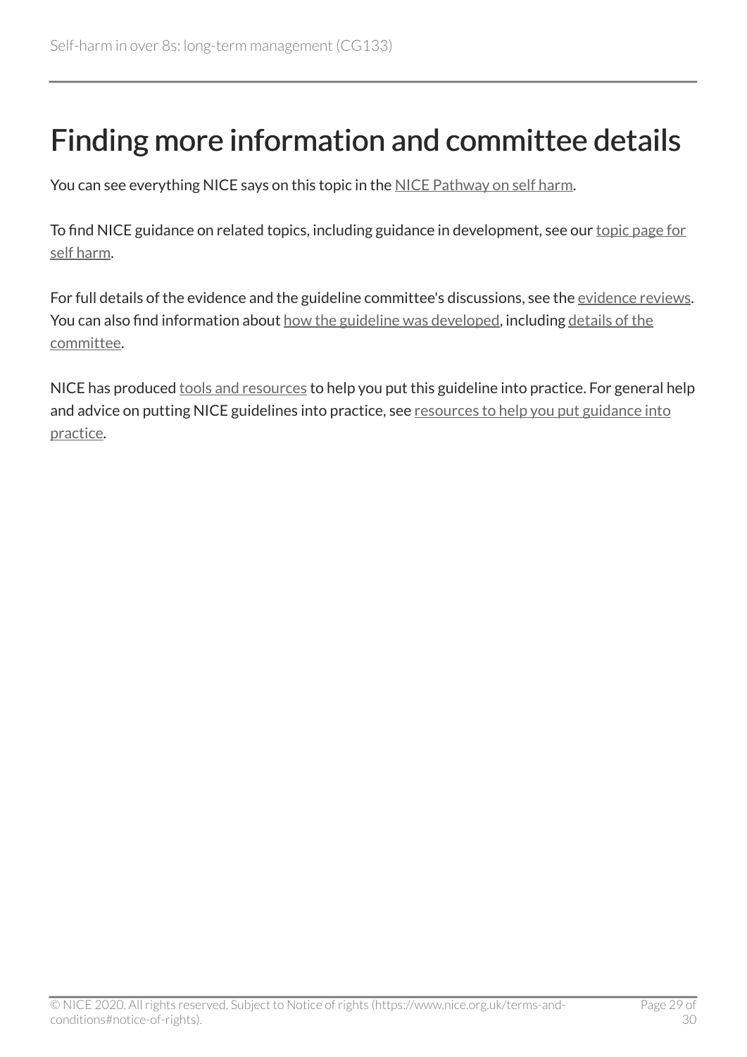# Finding more information and committee details

You can see everything NICE says on this topic in the NICE Pathway on self harm.

To find NICE guidance on related topics, including guidance in development, see our topic page for self harm.

For full details of the evidence and the guideline committee's discussions, see the evidence reviews. You can also find information about how the guideline was developed, including details of the committee.

NICE has produced tools and resources to help you put this guideline into practice. For general help and advice on putting NICE guidelines into practice, see resources to help you put guidance into practice.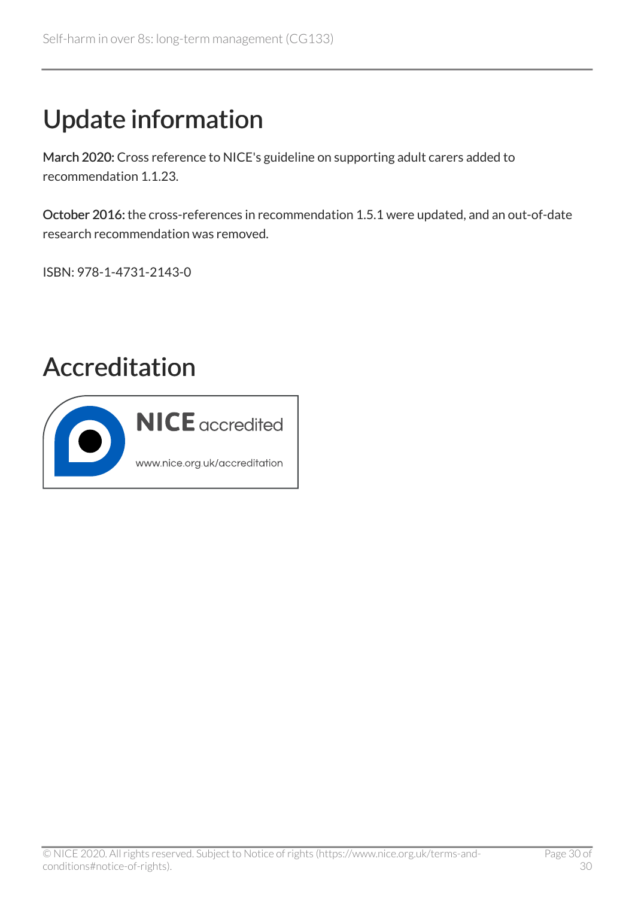## Update information

**March 2020:** Cross reference to NICE's guideline on supporting adult carers added to recommendation 1.1.23.

**October 2016:** the cross-references in recommendation 1.5.1 were updated, and an out-of-date research recommendation was removed.

ISBN: 978-1-4731-2143-0

## Accreditation

NICE accredited

www.nice.org.uk/accreditation